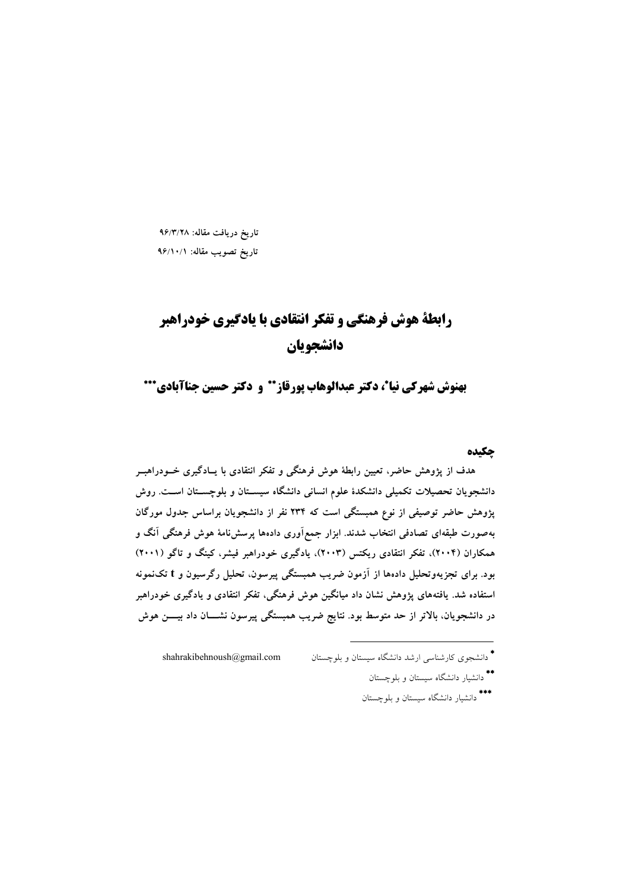تاریخ دریافت مقاله: ۹۶/۳/۲۸

تاریخ تصویب مقاله: ۹۶/۱۰/۱

# رابطهٔ هوش فرهنگی و تفکر انتقادی با یادگیری خودراهبر دانشجویان

**بهنوش شهرکی نیا*، دکتر عبدالوهاب پورقاز** و دکتر حسین جناآبادی*****

## چکیده

هدف از پژوهش حاضر، تعیین رابطهٔ هوش فرهنگی و تفکر انتقادی با یادگیری خودراهبر دانشجویان تحصیلات تکمیلی دانشکدهٔ علوم انسانی دانشگاه سیستان و بلوچستان است. روش پژوهش حاضر توصیفی از نوع همبستگی است که ۲۳۴ نفر از دانشجویان براساس جدول مورگان به‌صورت طبقه‌ای تصادفی انتخاب شدند. ابزار جمع‌آوری داده‌ها پرسش‌نامهٔ هوش فرهنگی آنگ و همکاران (۲۰۰۴)، تفکر انتقادی ریکتس (۲۰۰۳)، یادگیری خودراهبر فیشر، کینگ و تاگو (۲۰۰۱) بود. برای تجزیه‌وتحلیل داده‌ها از آزمون ضریب همبستگی پیرسون، تحلیل رگرسیون و t تک‌نمونه استفاده شد. یافته‌های پژوهش نشان داد میانگین هوش فرهنگی، تفکر انتقادی و یادگیری خودراهبر در دانشجویان، بالاتر از حد متوسط بود. نتایج ضریب همبستگی پیرسون نشان داد بین هوش

---

* دانشجوی کارشناسی ارشد دانشگاه سیستان و بلوچستان shahrakibehnoush@gmail.com

** دانشیار دانشگاه سیستان و بلوچستان

*** دانشیار دانشگاه سیستان و بلوچستان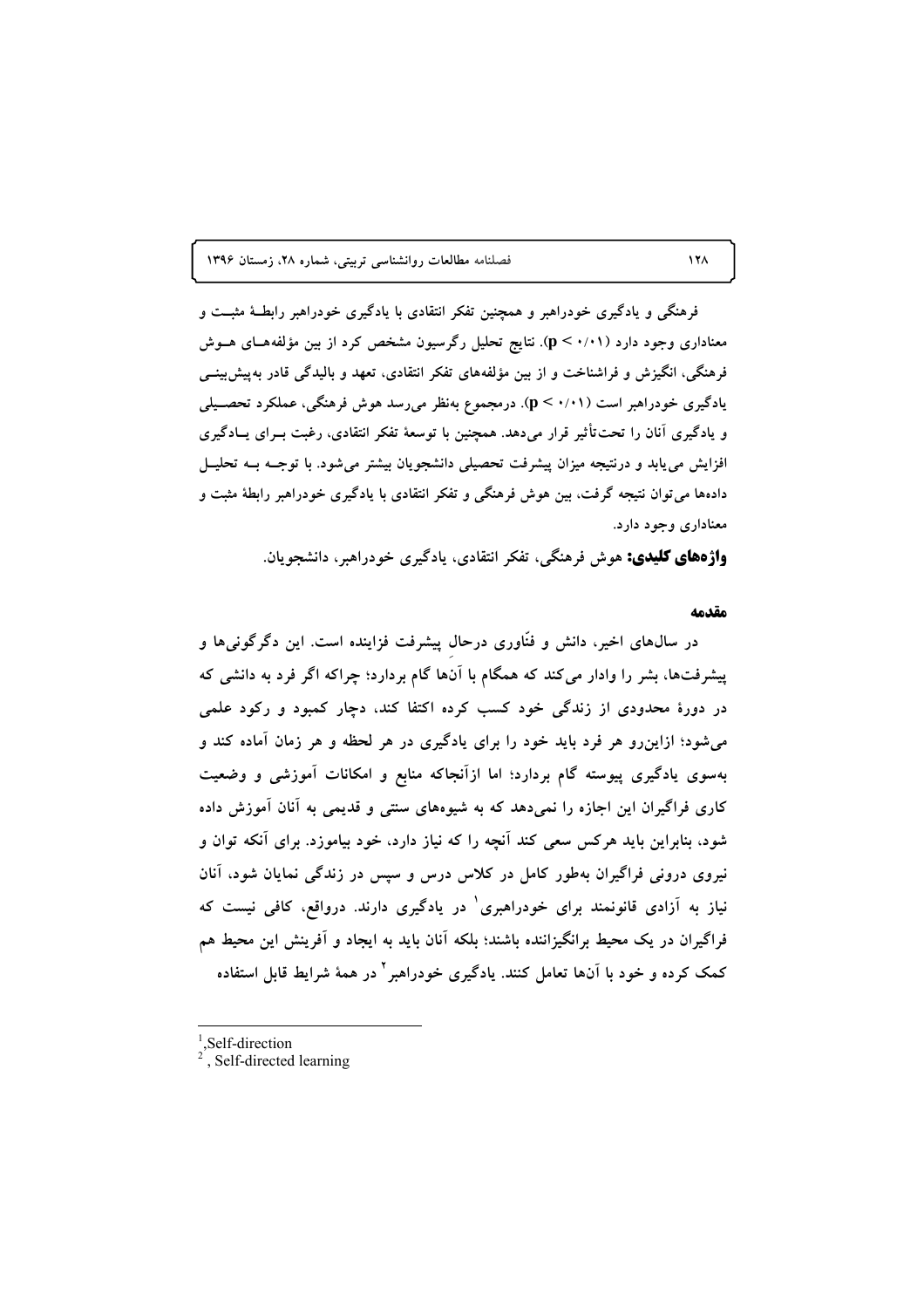فرهنگی و یادگیری خودراهبر و همچنین تفکر انتقادی با یادگیری خودراهبر رابطهٔ مثبت و معناداری وجود دارد ($p < ۰/۰۱$). نتایج تحلیل رگرسیون مشخص کرد از بین مؤلفه‌های هوش فرهنگی، انگیزش و فراشناخت و از بین مؤلفه‌های تفکر انتقادی، تعهد و بالیدگی قادر به‌پیش‌بینی یادگیری خودراهبر است ($p < ۰/۰۱$). درمجموع به‌نظر می‌رسد هوش فرهنگی، عملکرد تحصیلی و یادگیری آنان را تحت‌تأثیر قرار می‌دهد. همچنین با توسعهٔ تفکر انتقادی، رغبت برای یادگیری افزایش می‌یابد و درنتیجه میزان پیشرفت تحصیلی دانشجویان بیشتر می‌شود. با توجه به تحلیل داده‌ها می‌توان نتیجه گرفت، بین هوش فرهنگی و تفکر انتقادی با یادگیری خودراهبر رابطهٔ مثبت و معناداری وجود دارد.

**واژه‌های کلیدی:** هوش فرهنگی، تفکر انتقادی، یادگیری خودراهبر، دانشجویان.

## مقدمه

در سال‌های اخیر، دانش و فنّاوری درحال پیشرفت فزاینده است. این دگرگونی‌ها و پیشرفت‌ها، بشر را وادار می‌کند که همگام با آن‌ها گام بردارد؛ چراکه اگر فرد به دانشی که در دورهٔ محدودی از زندگی خود کسب کرده اکتفا کند، دچار کمبود و رکود علمی می‌شود؛ ازاین‌رو هر فرد باید خود را برای یادگیری در هر لحظه و هر زمان آماده کند و به‌سوی یادگیری پیوسته گام بردارد؛ اما ازآنجاکه منابع و امکانات آموزشی و وضعیت کاری فراگیران این اجازه را نمی‌دهد که به شیوه‌های سنتی و قدیمی به آنان آموزش داده شود، بنابراین باید هرکس سعی کند آنچه را که نیاز دارد، خود بیاموزد. برای آنکه توان و نیروی درونی فراگیران به‌طور کامل در کلاس درس و سپس در زندگی نمایان شود، آنان نیاز به آزادی قانونمند برای خودراهبری[1] در یادگیری دارند. درواقع، کافی نیست که فراگیران در یک محیط برانگیزاننده باشند؛ بلکه آنان باید به ایجاد و آفرینش این محیط هم کمک کرده و خود با آن‌ها تعامل کنند. یادگیری خودراهبر[2] در همهٔ شرایط قابل استفاده

---

[1] Self-direction

[2] Self-directed learning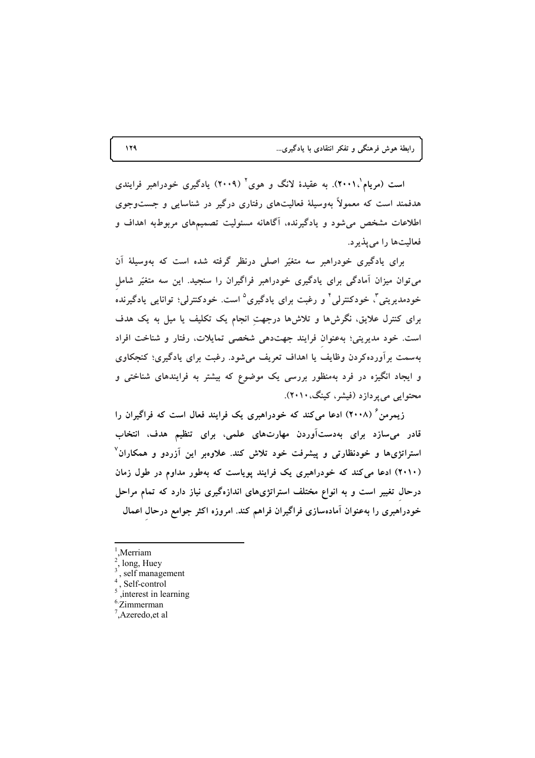است (مریام[1]،۲۰۰۱). به عقیدهٔ لانگ و هوی[2] (۲۰۰۹) یادگیری خودراهبر فرایندی هدفمند است که معمولاً به‌وسیلهٔ فعالیت‌های رفتاری درگیر در شناسایی و جست‌وجوی اطلاعات مشخص می‌شود و یادگیرنده، آگاهانه مسئولیت تصمیم‌های مربوط‌به اهداف و فعالیت‌ها را می‌پذیرد.

برای یادگیری خودراهبر سه متغیّر اصلی درنظر گرفته شده است که به‌وسیلهٔ آن می‌توان میزان آمادگی برای یادگیری خودراهبر فراگیران را سنجید. این سه متغیّر شامل خودمدیریتی[3]، خودکنترلی[4] و رغبت برای یادگیری[5] است. خودکنترلی؛ توانایی یادگیرنده برای کنترل علایق، نگرش‌ها و تلاش‌ها درجهتِ انجام یک تکلیف یا میل به یک هدف است. خود مدیریتی؛ به‌عنوانِ فرایند جهت‌دهی شخصی تمایلات، رفتار و شناخت افراد به‌سمت برآورده‌کردن وظایف یا اهداف تعریف می‌شود. رغبت برای یادگیری؛ کنجکاوی و ایجاد انگیزه در فرد به‌منظور بررسی یک موضوع که بیشتر به فرایندهای شناختی و محتوایی می‌پردازد (فیشر، کینگ،۲۰۱۰).

زیمرمن[6] (۲۰۰۸) ادعا می‌کند که خودراهبری یک فرایند فعال است که فراگیران را قادر می‌سازد برای به‌دست‌آوردن مهارت‌های علمی، برای تنظیم هدف، انتخاب استراتژی‌ها و خودنظارتی و پیشرفت خود تلاش کند. علاوه‌بر این آزردو و همکاران[7] (۲۰۱۰) ادعا می‌کند که خودراهبری یک فرایند پویاست که به‌طور مداوم در طول زمان درحالِ تغییر است و به انواع مختلف استراتژی‌های اندازه‌گیری نیاز دارد که تمام مراحل خودراهبری را به‌عنوان آماده‌سازی فراگیران فراهم کند. امروزه اکثر جوامع درحالِ اعمال

---

[1] ,Merriam
[2] , long, Huey
[3] , self management
[4] , Self-control
[5] ,interest in learning
[6] Zimmerman
[7] ,Azeredo,et al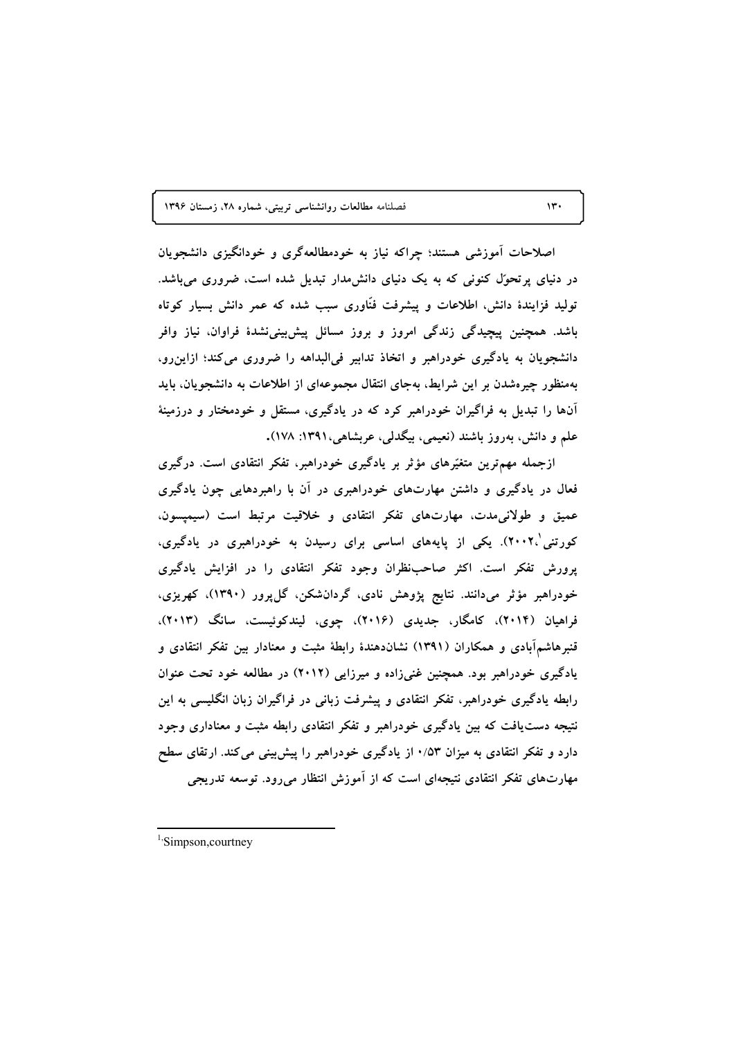اصلاحات آموزشی هستند؛ چراکه نیاز به خودمطالعه‌گری و خودانگیزی دانشجویان در دنیای پرتحوّل کنونی که به یک دنیای دانش‌مدار تبدیل شده است، ضروری می‌باشد. تولید فزایندهٔ دانش، اطلاعات و پیشرفت فنّاوری سبب شده که عمر دانش بسیار کوتاه باشد. همچنین پیچیدگی زندگی امروز و بروز مسائل پیش‌بینی‌نشدهٔ فراوان، نیاز وافر دانشجویان به یادگیری خودراهبر و اتخاذ تدابیر فی‌البداهه را ضروری می‌کند؛ ازاین‌رو، به‌منظور چیره‌شدن بر این شرایط، به‌جای انتقال مجموعه‌ای از اطلاعات به دانشجویان، باید آن‌ها را تبدیل به فراگیران خودراهبر کرد که در یادگیری، مستقل و خودمختار و درزمینهٔ علم و دانش، به‌روز باشند (نعیمی، بیگدلی، عربشاهی،۱۳۹۱: ۱۷۸).

ازجمله مهم‌ترین متغیّرهای مؤثر بر یادگیری خودراهبر، تفکر انتقادی است. درگیری فعال در یادگیری و داشتن مهارت‌های خودراهبری در آن با راهبردهایی چون یادگیری عمیق و طولانی‌مدت، مهارت‌های تفکر انتقادی و خلاقیت مرتبط است (سیمپسون، کورتنی[1]،۲۰۰۲). یکی از پایه‌های اساسی برای رسیدن به خودراهبری در یادگیری، پرورش تفکر است. اکثر صاحب‌نظران وجود تفکر انتقادی را در افزایش یادگیری خودراهبر مؤثر می‌دانند. نتایج پژوهش نادی، گردان‌شکن، گل‌پرور (۱۳۹۰)، کهریزی، فراهیان (۲۰۱۴)، کامگار، جدیدی (۲۰۱۶)، چوی، لیندکوئیست، سانگ (۲۰۱۳)، قنبرهاشم‌آبادی و همکاران (۱۳۹۱) نشان‌دهندهٔ رابطهٔ مثبت و معنادار بین تفکر انتقادی و یادگیری خودراهبر بود. همچنین غنی‌زاده و میرزایی (۲۰۱۲) در مطالعه خود تحت عنوان رابطه یادگیری خودراهبر، تفکر انتقادی و پیشرفت زبانی در فراگیران زبان انگلیسی به این نتیجه دست‌یافت که بین یادگیری خودراهبر و تفکر انتقادی رابطه مثبت و معناداری وجود دارد و تفکر انتقادی به میزان ۰/۵۳ از یادگیری خودراهبر را پیش‌بینی می‌کند. ارتقای سطح مهارت‌های تفکر انتقادی نتیجه‌ای است که از آموزش انتظار می‌رود. توسعه تدریجی

---

[1] Simpson,courtney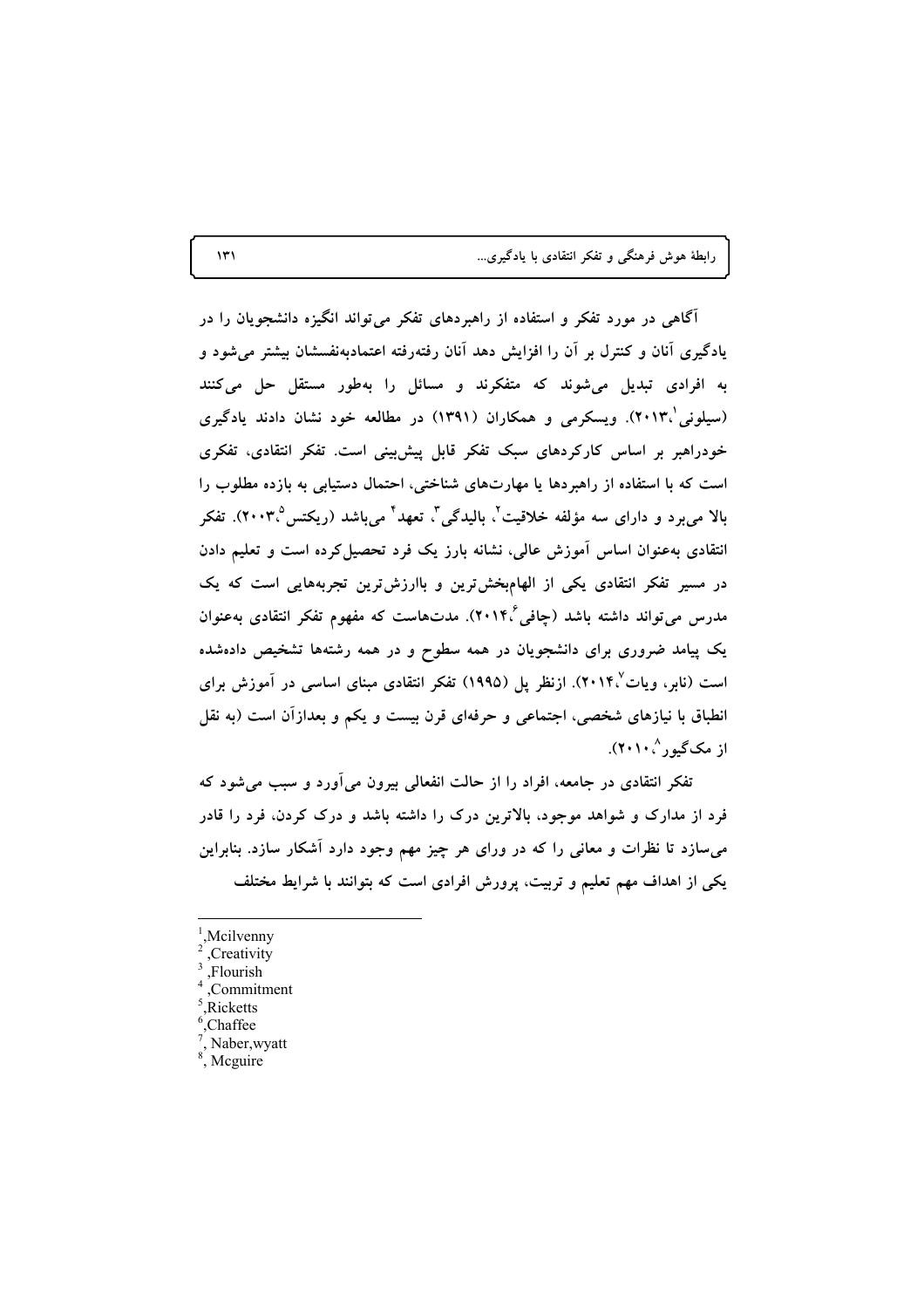آگاهی در مورد تفکر و استفاده از راهبردهای تفکر می‌تواند انگیزه دانشجویان را در یادگیری آنان و کنترل بر آن را افزایش دهد آنان رفته‌رفته اعتمادبه‌نفسشان بیشتر می‌شود و به افرادی تبدیل می‌شوند که متفکرند و مسائل را به‌طور مستقل حل می‌کنند (سیلونی[1]،۲۰۱۳). ویسکرمی و همکاران (۱۳۹۱) در مطالعه خود نشان دادند یادگیری خودراهبر بر اساس کارکردهای سبک تفکر قابل پیش‌بینی است. تفکر انتقادی، تفکری است که با استفاده از راهبردها یا مهارت‌های شناختی، احتمال دستیابی به بازده مطلوب را بالا می‌برد و دارای سه مؤلفه خلاقیت[2]، بالیدگی[3]، تعهد[4] می‌باشد (ریکتس[5]،۲۰۰۳). تفکر انتقادی به‌عنوان اساس آموزش عالی، نشانه بارز یک فرد تحصیل‌کرده است و تعلیم دادن در مسیر تفکر انتقادی یکی از الهام‌بخش‌ترین و باارزش‌ترین تجربه‌هایی است که یک مدرس می‌تواند داشته باشد (چافی[6]،۲۰۱۴). مدت‌هاست که مفهوم تفکر انتقادی به‌عنوان یک پیامد ضروری برای دانشجویان در همه سطوح و در همه رشته‌ها تشخیص داده‌شده است (نابر، ویات[7]،۲۰۱۴). ازنظر پل (۱۹۹۵) تفکر انتقادی مبنای اساسی در آموزش برای انطباق با نیازهای شخصی، اجتماعی و حرفه‌ای قرن بیست و یکم و بعدازآن است (به نقل از مک‌گیور[8]،۲۰۱۰).

تفکر انتقادی در جامعه، افراد را از حالت انفعالی بیرون می‌آورد و سبب می‌شود که فرد از مدارک و شواهد موجود، بالاترین درک را داشته باشد و درک کردن، فرد را قادر می‌سازد تا نظرات و معانی را که در ورای هر چیز مهم وجود دارد آشکار سازد. بنابراین یکی از اهداف مهم تعلیم و تربیت، پرورش افرادی است که بتوانند با شرایط مختلف

---

[1] ,Mcilvenny
[2] ,Creativity
[3] ,Flourish
[4] ,Commitment
[5] ,Ricketts
[6] ,Chaffee
[7] , Naber,wyatt
[8] , Mcguire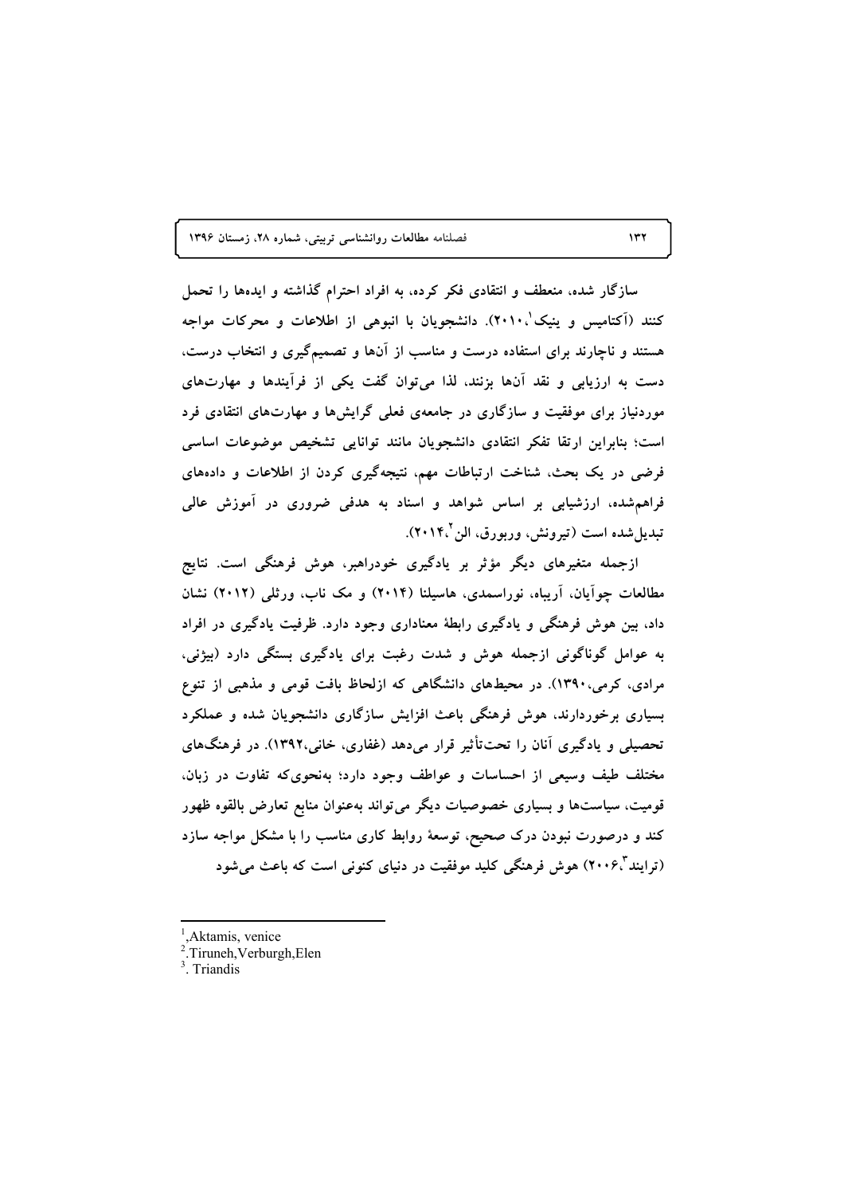سازگار شده، منعطف و انتقادی فکر کرده، به افراد احترام گذاشته و ایده‌ها را تحمل کنند (آکتامیس و ینیک[1]،۲۰۱۰). دانشجویان با انبوهی از اطلاعات و محرکات مواجه هستند و ناچارند برای استفاده درست و مناسب از آن‌ها و تصمیم‌گیری و انتخاب درست، دست به ارزیابی و نقد آن‌ها بزنند، لذا می‌توان گفت یکی از فرآیندها و مهارت‌های موردنیاز برای موفقیت و سازگاری در جامعه‌ی فعلی گرایش‌ها و مهارت‌های انتقادی فرد است؛ بنابراین ارتقا تفکر انتقادی دانشجویان مانند توانایی تشخیص موضوعات اساسی فرضی در یک بحث، شناخت ارتباطات مهم، نتیجه‌گیری کردن از اطلاعات و داده‌های فراهم‌شده، ارزشیابی بر اساس شواهد و اسناد به هدفی ضروری در آموزش عالی تبدیل‌شده است (تیرونش، وربورق، الن[2]،۲۰۱۴).

ازجمله متغیرهای دیگر مؤثر بر یادگیری خودراهبر، هوش فرهنگی است. نتایج مطالعات چوآیان، آریباه، نوراسمدی، هاسیلنا (۲۰۱۴) و مک ناب، ورثلی (۲۰۱۲) نشان داد، بین هوش فرهنگی و یادگیری رابطهٔ معناداری وجود دارد. ظرفیت یادگیری در افراد به عوامل گوناگونی ازجمله هوش و شدت رغبت برای یادگیری بستگی دارد (بیژنی، مرادی، کرمی،۱۳۹۰). در محیط‌های دانشگاهی که ازلحاظ بافت قومی و مذهبی از تنوع بسیاری برخوردارند، هوش فرهنگی باعث افزایش سازگاری دانشجویان شده و عملکرد تحصیلی و یادگیری آنان را تحت‌تأثیر قرار می‌دهد (غفاری، خانی،۱۳۹۲). در فرهنگ‌های مختلف طیف وسیعی از احساسات و عواطف وجود دارد؛ به‌نحوی‌که تفاوت در زبان، قومیت، سیاست‌ها و بسیاری خصوصیات دیگر می‌تواند به‌عنوان منابع تعارض بالقوه ظهور کند و درصورت نبودن درک صحیح، توسعهٔ روابط کاری مناسب را با مشکل مواجه سازد (تریاند[3]،۲۰۰۶) هوش فرهنگی کلید موفقیت در دنیای کنونی است که باعث می‌شود

---

[1] ,Aktamis, venice
[2] .Tiruneh,Verburgh,Elen
[3] . Triandis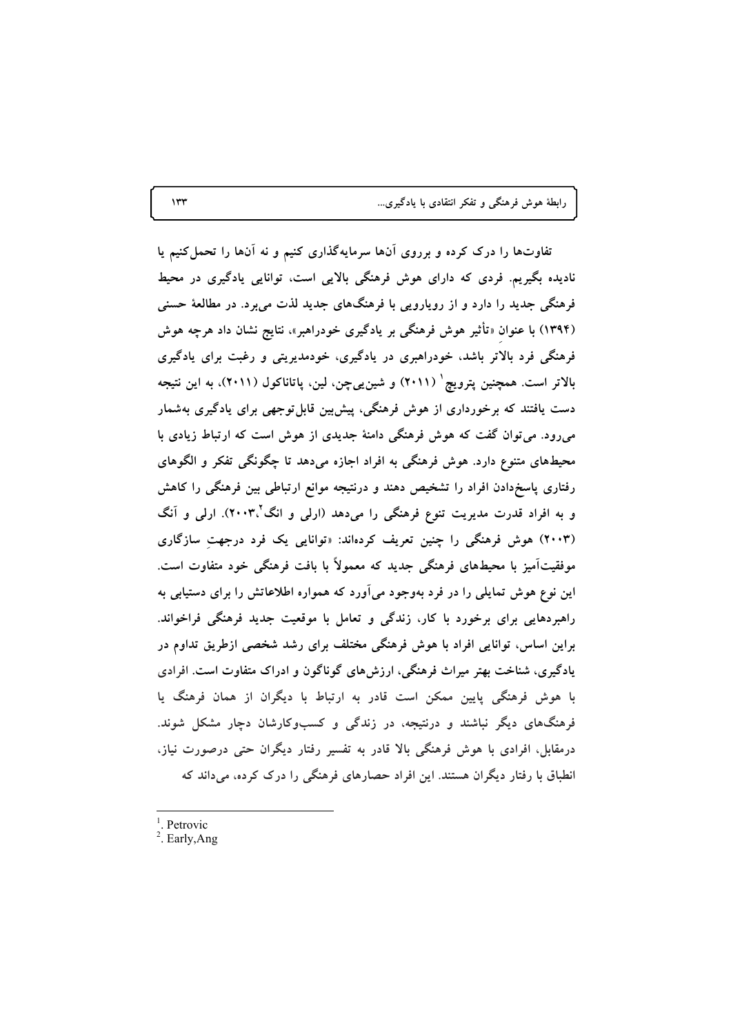تفاوت‌ها را درک کرده و برروی آن‌ها سرمایه‌گذاری کنیم و نه آن‌ها را تحمل‌کنیم یا نادیده بگیریم. فردی که دارای هوش فرهنگی بالایی است، توانایی یادگیری در محیط فرهنگی جدید را دارد و از رویارویی با فرهنگ‌های جدید لذت می‌برد. در مطالعهٔ حسنی (۱۳۹۴) با عنوان «تأثیر هوش فرهنگی بر یادگیری خودراهبر»، نتایج نشان داد هرچه هوش فرهنگی فرد بالاتر باشد، خودراهبری در یادگیری، خودمدیریتی و رغبت برای یادگیری بالاتر است. همچنین پترویچ[1] (۲۰۱۱) و شین‌یی‌چن، لین، پاتاناکول (۲۰۱۱)، به این نتیجه دست یافتند که برخورداری از هوش فرهنگی، پیش‌بین قابل‌توجهی برای یادگیری به‌شمار می‌رود. می‌توان گفت که هوش فرهنگی دامنهٔ جدیدی از هوش است که ارتباط زیادی با محیط‌های متنوع دارد. هوش فرهنگی به افراد اجازه می‌دهد تا چگونگی تفکر و الگوهای رفتاری پاسخ‌دادن افراد را تشخیص دهند و درنتیجه موانع ارتباطی بین فرهنگی را کاهش و به افراد قدرت مدیریت تنوع فرهنگی را می‌دهد (ارلی و انگ[2]،۲۰۰۳). ارلی و آنگ (۲۰۰۳) هوش فرهنگی را چنین تعریف کرده‌اند: «توانایی یک فرد درجهتِ سازگاری موفقیت‌آمیز با محیط‌های فرهنگی جدید که معمولاً با بافت فرهنگی خود متفاوت است. این نوع هوش تمایلی را در فرد به‌وجود می‌آورد که همواره اطلاعاتش را برای دستیابی به راهبردهایی برای برخورد با کار، زندگی و تعامل با موقعیت جدید فرهنگی فراخواند. براین اساس، توانایی افراد با هوش فرهنگی مختلف برای رشد شخصی ازطریق تداوم در یادگیری، شناخت بهتر میراث فرهنگی، ارزش‌های گوناگون و ادراک متفاوت است. افرادی با هوش فرهنگی پایین ممکن است قادر به ارتباط با دیگران از همان فرهنگ یا فرهنگ‌های دیگر نباشند و درنتیجه، در زندگی و کسب‌وکارشان دچار مشکل شوند. درمقابل، افرادی با هوش فرهنگی بالا قادر به تفسیر رفتار دیگران حتی درصورت نیاز، انطباق با رفتار دیگران هستند. این افراد حصارهای فرهنگی را درک کرده، می‌داند که

---

1. Petrovic
2. Early,Ang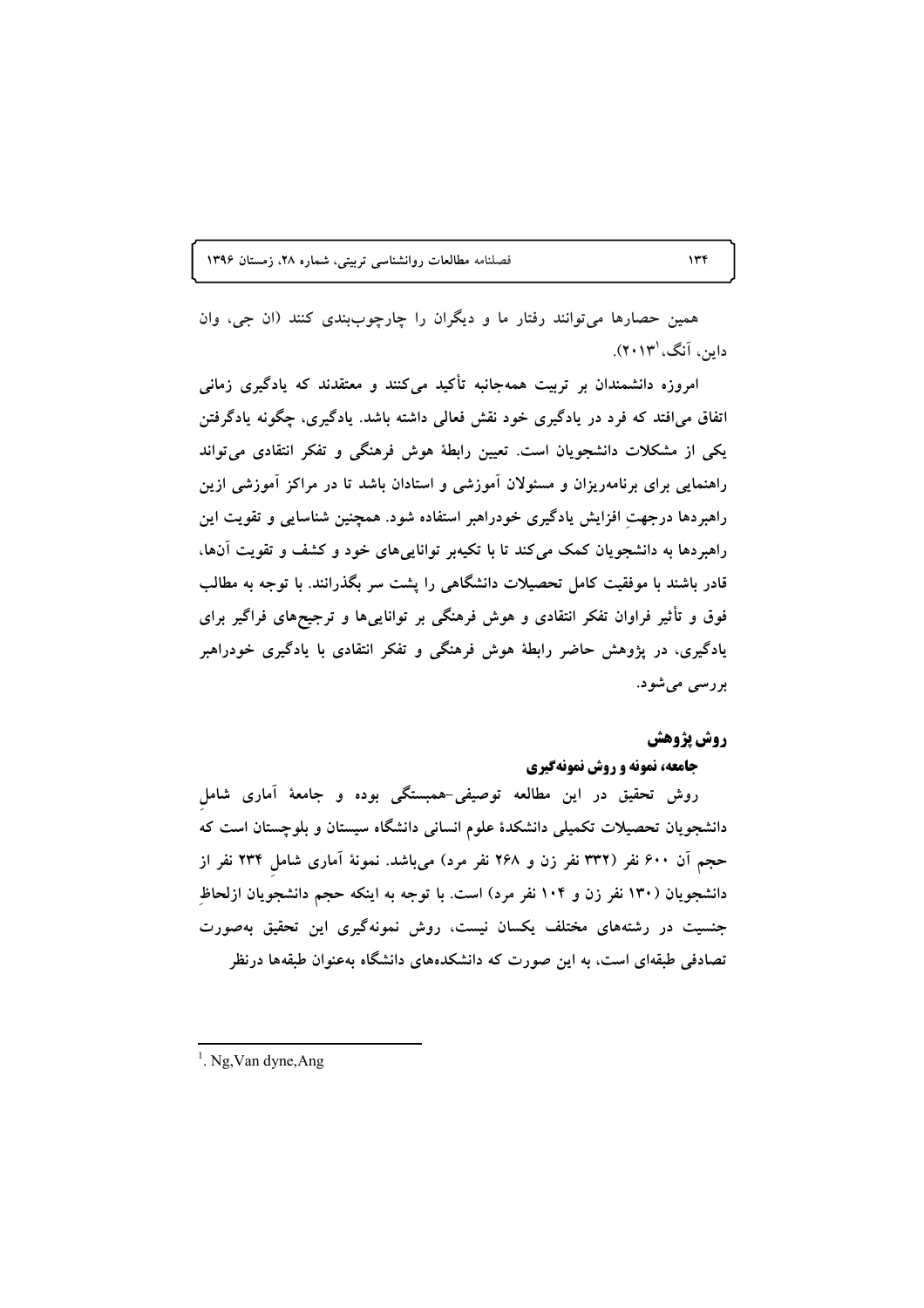همین حصارها می‌توانند رفتار ما و دیگران را چارچوب‌بندی کنند (ان جی، وان داین، آنگ[1]، ۲۰۱۳).

امروزه دانشمندان بر تربیت همه‌جانبه تأکید می‌کنند و معتقدند که یادگیری زمانی اتفاق می‌افتد که فرد در یادگیری خود نقش فعالی داشته باشد. یادگیری، چگونه یادگرفتن یکی از مشکلات دانشجویان است. تعیین رابطهٔ هوش فرهنگی و تفکر انتقادی می‌تواند راهنمایی برای برنامه‌ریزان و مسئولان آموزشی و استادان باشد تا در مراکز آموزشی ازین راهبردها درجهتِ افزایش یادگیری خودراهبر استفاده شود. همچنین شناسایی و تقویت این راهبردها به دانشجویان کمک می‌کند تا با تکیه‌بر توانایی‌های خود و کشف و تقویت آن‌ها، قادر باشند با موفقیت کامل تحصیلات دانشگاهی را پشت سر بگذرانند. با توجه به مطالب فوق و تأثیر فراوان تفکر انتقادی و هوش فرهنگی بر توانایی‌ها و ترجیح‌های فراگیر برای یادگیری، در پژوهش حاضر رابطهٔ هوش فرهنگی و تفکر انتقادی با یادگیری خودراهبر بررسی می‌شود.

## روش پژوهش

### جامعه، نمونه و روش نمونه‌گیری

روش تحقیق در این مطالعه توصیفی-همبستگی بوده و جامعهٔ آماری شاملِ دانشجویان تحصیلات تکمیلی دانشکدهٔ علوم انسانی دانشگاه سیستان و بلوچستان است که حجم آن ۶۰۰ نفر (۳۳۲ نفر زن و ۲۶۸ نفر مرد) می‌باشد. نمونهٔ آماری شاملِ ۲۳۴ نفر از دانشجویان (۱۳۰ نفر زن و ۱۰۴ نفر مرد) است. با توجه به اینکه حجم دانشجویان ازلحاظِ جنسیت در رشته‌های مختلف یکسان نیست، روش نمونه‌گیری این تحقیق به‌صورت تصادفی طبقه‌ای است، به این صورت که دانشکده‌های دانشگاه به‌عنوان طبقه‌ها درنظر

---

[1]. Ng, Van dyne, Ang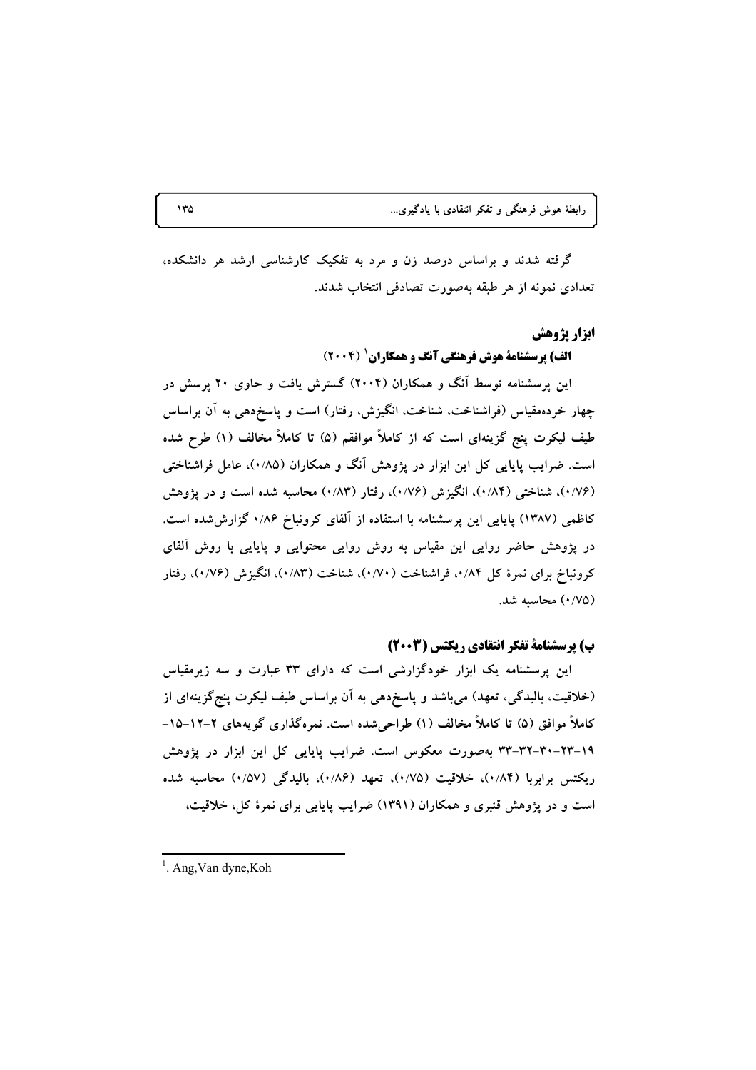گرفته شدند و براساس درصد زن و مرد به تفکیک کارشناسی ارشد هر دانشکده، تعدادی نمونه از هر طبقه به‌صورت تصادفی انتخاب شدند.

## ابزار پژوهش

### الف) پرسشنامهٔ هوش فرهنگی آنگ و همکاران[1] (۲۰۰۴)

این پرسشنامه توسط آنگ و همکاران (۲۰۰۴) گسترش یافت و حاوی ۲۰ پرسش در چهار خرده‌مقیاس (فراشناخت، شناخت، انگیزش، رفتار) است و پاسخ‌دهی به آن براساس طیف لیکرت پنج گزینه‌ای است که از کاملاً موافقم (۵) تا کاملاً مخالف (۱) طرح شده است. ضرایب پایایی کل این ابزار در پژوهش آنگ و همکاران (۰/۸۵)، عامل فراشناختی (۰/۷۶)، شناختی (۰/۸۴)، انگیزش (۰/۷۶)، رفتار (۰/۸۳) محاسبه شده است و در پژوهش کاظمی (۱۳۸۷) پایایی این پرسشنامه با استفاده از آلفای کرونباخ ۰/۸۶ گزارش‌شده است. در پژوهش حاضر روایی این مقیاس به روش روایی محتوایی و پایایی با روش آلفای کرونباخ برای نمرهٔ کل ۰/۸۴، فراشناخت (۰/۷۰)، شناخت (۰/۸۳)، انگیزش (۰/۷۶)، رفتار (۰/۷۵) محاسبه شد.

### ب) پرسشنامهٔ تفکر انتقادی ریکتس (۲۰۰۳)

این پرسشنامه یک ابزار خودگزارشی است که دارای ۳۳ عبارت و سه زیرمقیاس (خلاقیت، بالیدگی، تعهد) می‌باشد و پاسخ‌دهی به آن براساس طیف لیکرت پنج‌گزینه‌ای از کاملاً موافق (۵) تا کاملاً مخالف (۱) طراحی‌شده است. نمره‌گذاری گویه‌های ۲-۱۲-۱۵-۱۹-۲۳-۳۰-۳۲-۳۳ به‌صورت معکوس است. ضرایب پایایی کل این ابزار در پژوهش ریکتس برابربا (۰/۸۴)، خلاقیت (۰/۷۵)، تعهد (۰/۸۶)، بالیدگی (۰/۵۷) محاسبه شده است و در پژوهش قنبری و همکاران (۱۳۹۱) ضرایب پایایی برای نمرهٔ کل، خلاقیت،

---

[1]. Ang,Van dyne,Koh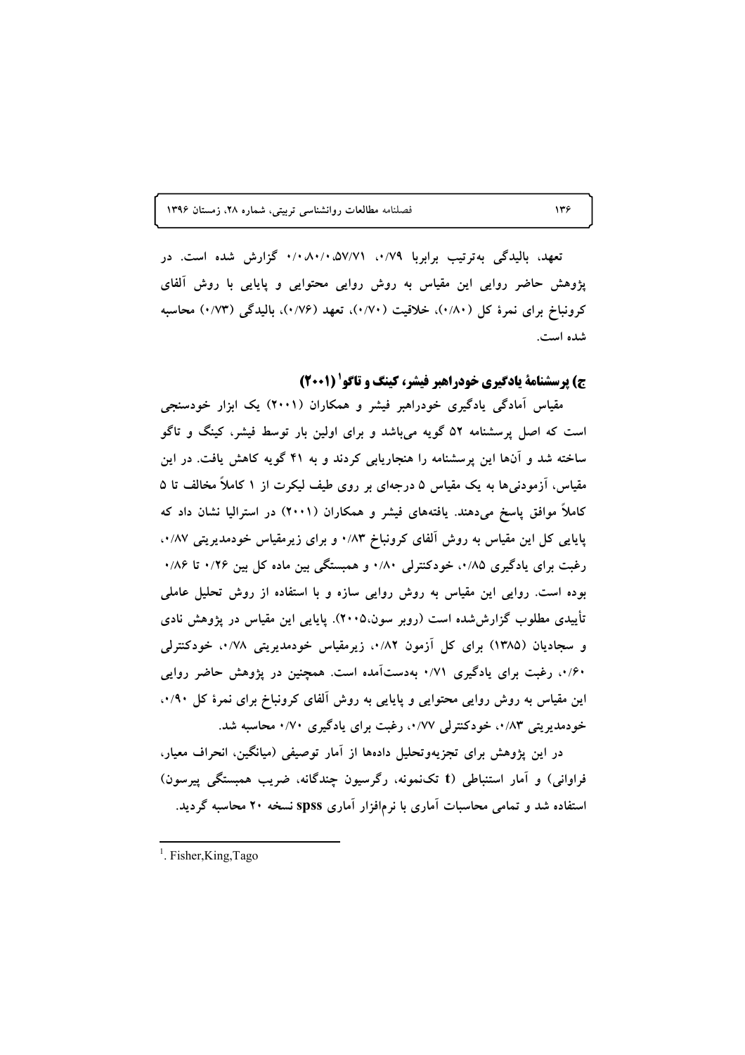تعهد، بالیدگی به‌ترتیب برابربا ۰/۷۹، ۵۷/۷۱،۰/۸۰/۰ ۰/۰ گزارش شده است. در پژوهش حاضر روایی این مقیاس به روش روایی محتوایی و پایایی با روش آلفای کرونباخ برای نمرهٔ کل (۰/۸۰)، خلاقیت (۰/۷۰)، تعهد (۰/۷۶)، بالیدگی (۰/۷۳) محاسبه شده است.

### ج) پرسشنامهٔ یادگیری خودراهبر فیشر، کینگ و تاگو[1] (۲۰۰۱)

مقیاس آمادگی یادگیری خودراهبر فیشر و همکاران (۲۰۰۱) یک ابزار خودسنجی است که اصل پرسشنامه ۵۲ گویه می‌باشد و برای اولین بار توسط فیشر، کینگ و تاگو ساخته شد و آن‌ها این پرسشنامه را هنجاریابی کردند و به ۴۱ گویه کاهش یافت. در این مقیاس، آزمودنی‌ها به یک مقیاس ۵ درجه‌ای بر روی طیف لیکرت از ۱ کاملاً مخالف تا ۵ کاملاً موافق پاسخ می‌دهند. یافته‌های فیشر و همکاران (۲۰۰۱) در استرالیا نشان داد که پایایی کل این مقیاس به روش آلفای کرونباخ ۰/۸۳ و برای زیرمقیاس خودمدیریتی ۰/۸۷، رغبت برای یادگیری ۰/۸۵، خودکنترلی ۰/۸۰ و همبستگی بین ماده کل بین ۰/۲۶ تا ۰/۸۶ بوده است. روایی این مقیاس به روش روایی سازه و با استفاده از روش تحلیل عاملی تأییدی مطلوب گزارش‌شده است (روبر سون،۲۰۰۵). پایایی این مقیاس در پژوهش نادی و سجادیان (۱۳۸۵) برای کل آزمون ۰/۸۲، زیرمقیاس خودمدیریتی ۰/۷۸، خودکنترلی ۰/۶۰، رغبت برای یادگیری ۰/۷۱ به‌دست‌آمده است. همچنین در پژوهش حاضر روایی این مقیاس به روش روایی محتوایی و پایایی به روش آلفای کرونباخ برای نمرهٔ کل ۰/۹۰، خودمدیریتی ۰/۸۳، خودکنترلی ۰/۷۷، رغبت برای یادگیری ۰/۷۰ محاسبه شد.

در این پژوهش برای تجزیه‌وتحلیل داده‌ها از آمار توصیفی (میانگین، انحراف معیار، فراوانی) و آمار استنباطی (t تک‌نمونه، رگرسیون چندگانه، ضریب همبستگی پیرسون) استفاده شد و تمامی محاسبات آماری با نرم‌افزار آماری spss نسخه ۲۰ محاسبه گردید.

---

[1]. Fisher,King,Tago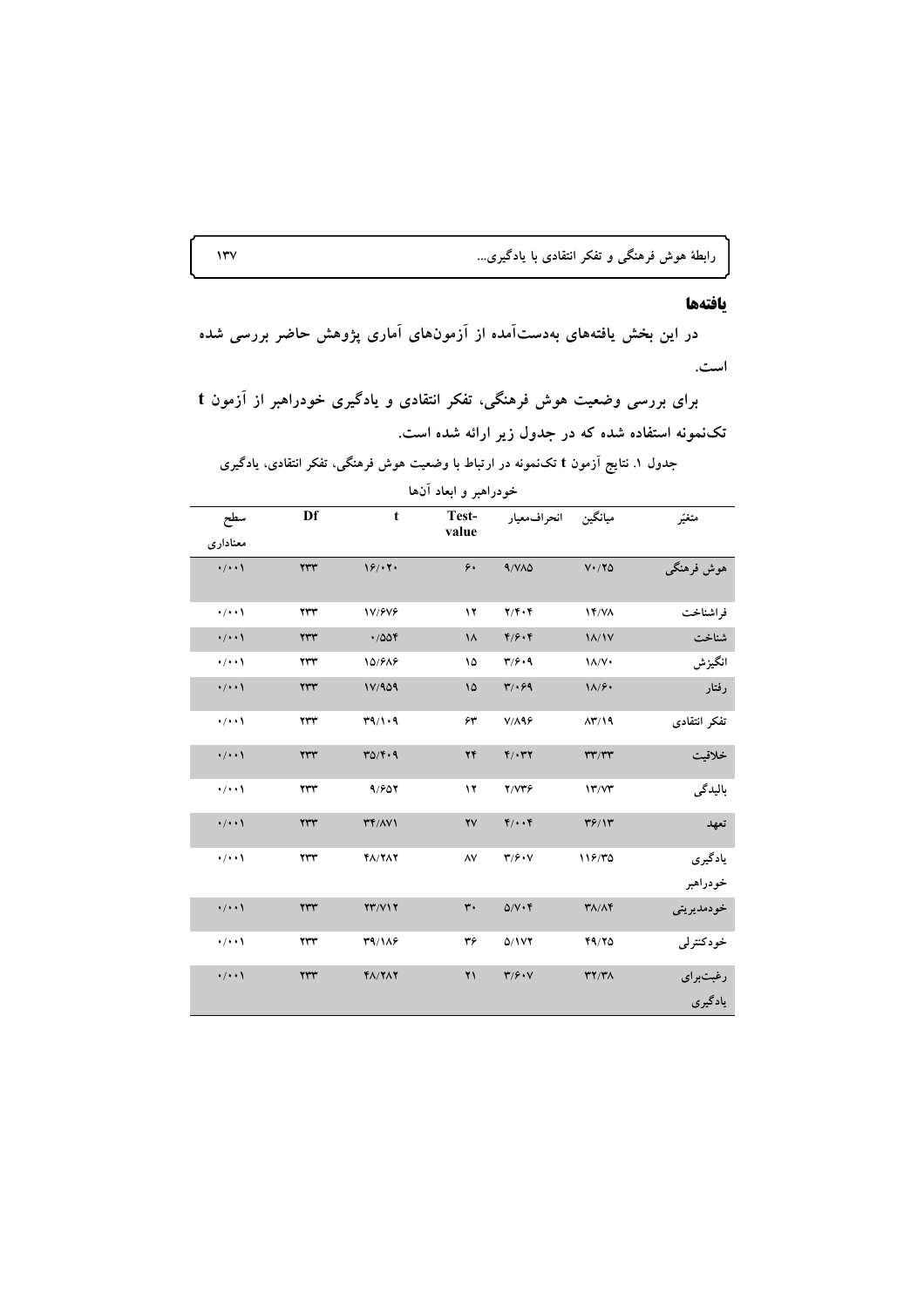## یافته‌ها

در این بخش یافته‌های به‌دست‌آمده از آزمون‌های آماری پژوهش حاضر بررسی شده است.

برای بررسی وضعیت هوش فرهنگی، تفکر انتقادی و یادگیری خودراهبر از آزمون t تک‌نمونه استفاده شده که در جدول زیر ارائه شده است.

جدول ۱. نتایج آزمون t تک‌نمونه در ارتباط با وضعیت هوش فرهنگی، تفکر انتقادی، یادگیری خودراهبر و ابعاد آن‌ها

| متغیر | میانگین | انحراف‌معیار | Test-value | t | Df | سطح معناداری |
|---|---|---|---|---|---|---|
| هوش فرهنگی | ۷۰/۲۵ | ۹/۷۸۵ | ۶۰ | ۱۶/۰۲۰ | ۲۳۳ | ۰/۰۰۱ |
| فراشناخت | ۱۴/۷۸ | ۲/۴۰۴ | ۱۲ | ۱۷/۶۷۶ | ۲۳۳ | ۰/۰۰۱ |
| شناخت | ۱۸/۱۷ | ۴/۶۰۴ | ۱۸ | ۰/۵۵۴ | ۲۳۳ | ۰/۰۰۱ |
| انگیزش | ۱۸/۷۰ | ۳/۶۰۹ | ۱۵ | ۱۵/۶۸۶ | ۲۳۳ | ۰/۰۰۱ |
| رفتار | ۱۸/۶۰ | ۳/۰۶۹ | ۱۵ | ۱۷/۹۵۹ | ۲۳۳ | ۰/۰۰۱ |
| تفکر انتقادی | ۸۳/۱۹ | ۷/۸۹۶ | ۶۳ | ۳۹/۱۰۹ | ۲۳۳ | ۰/۰۰۱ |
| خلاقیت | ۳۳/۳۳ | ۴/۰۳۲ | ۲۴ | ۳۵/۴۰۹ | ۲۳۳ | ۰/۰۰۱ |
| بالیدگی | ۱۳/۷۳ | ۲/۷۳۶ | ۱۲ | ۹/۶۵۲ | ۲۳۳ | ۰/۰۰۱ |
| تعهد | ۳۶/۱۳ | ۴/۰۰۴ | ۲۷ | ۳۴/۸۷۱ | ۲۳۳ | ۰/۰۰۱ |
| یادگیری خودراهبر | ۱۱۶/۳۵ | ۳/۶۰۷ | ۸۷ | ۴۸/۲۸۲ | ۲۳۳ | ۰/۰۰۱ |
| خودمدیریتی | ۳۸/۸۴ | ۵/۷۰۴ | ۳۰ | ۲۳/۷۱۲ | ۲۳۳ | ۰/۰۰۱ |
| خودکنترلی | ۴۹/۲۵ | ۵/۱۷۲ | ۳۶ | ۳۹/۱۸۶ | ۲۳۳ | ۰/۰۰۱ |
| رغبت‌برای یادگیری | ۳۲/۳۸ | ۳/۶۰۷ | ۲۱ | ۴۸/۲۸۲ | ۲۳۳ | ۰/۰۰۱ |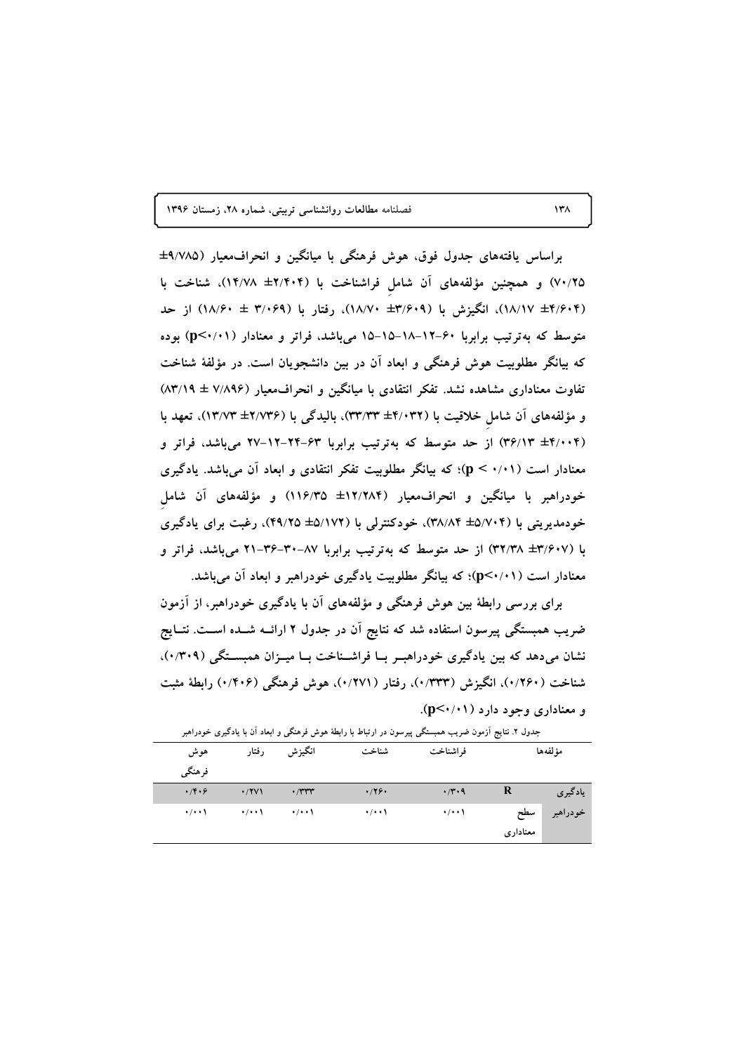براساس یافته‌های جدول فوق، هوش فرهنگی با میانگین و انحراف‌معیار (۹/۷۸۵± ۷۰/۲۵) و همچنین مؤلفه‌های آن شامل فراشناخت با (۲/۴۰۴± ۱۴/۷۸)، شناخت با (۴/۶۰۴± ۱۸/۱۷)، انگیزش با (۳/۶۰۹± ۱۸/۷۰)، رفتار با (۳/۰۶۹ ± ۱۸/۶۰) از حد متوسط که به‌ترتیب برابربا ۶۰-۱۲-۱۸-۱۵-۱۵ می‌باشد، فراتر و معنادار (p<۰/۰۱) بوده که بیانگر مطلوبیت هوش فرهنگی و ابعاد آن در بین دانشجویان است. در مؤلفهٔ شناخت تفاوت معناداری مشاهده نشد. تفکر انتقادی با میانگین و انحراف‌معیار (۷/۸۹۶ ± ۸۳/۱۹) و مؤلفه‌های آن شامل خلاقیت با (۴/۰۳۲± ۳۳/۳۳)، بالیدگی با (۲/۷۳۶± ۱۳/۷۳)، تعهد با (۴/۰۰۴± ۳۶/۱۳) از حد متوسط که به‌ترتیب برابربا ۶۳-۲۴-۱۲-۲۷ می‌باشد، فراتر و معنادار است (p < ۰/۰۱)؛ که بیانگر مطلوبیت تفکر انتقادی و ابعاد آن می‌باشد. یادگیری خودراهبر با میانگین و انحراف‌معیار (۱۲/۲۸۴± ۱۱۶/۳۵) و مؤلفه‌های آن شامل خودمدیریتی با (۵/۷۰۴± ۳۸/۸۴)، خودکنترلی با (۵/۱۷۲± ۴۹/۲۵)، رغبت برای یادگیری با (۳/۶۰۷± ۳۲/۳۸) از حد متوسط که به‌ترتیب برابربا ۸۷-۳۰-۳۶-۲۱ می‌باشد، فراتر و معنادار است (p<۰/۰۱)؛ که بیانگر مطلوبیت یادگیری خودراهبر و ابعاد آن می‌باشد.

برای بررسی رابطهٔ بین هوش فرهنگی و مؤلفه‌های آن با یادگیری خودراهبر، از آزمون ضریب همبستگی پیرسون استفاده شد که نتایج آن در جدول ۲ ارائه شده است. نتایج نشان می‌دهد که بین یادگیری خودراهبر با فراشناخت با میزان همبستگی (۰/۳۰۹)، شناخت (۰/۲۶۰)، انگیزش (۰/۳۳۳)، رفتار (۰/۲۷۱)، هوش فرهنگی (۰/۴۰۶) رابطهٔ مثبت و معناداری وجود دارد (p<۰/۰۱).

جدول ۲. نتایج آزمون ضریب همبستگی پیرسون در ارتباط با رابطهٔ هوش فرهنگی و ابعاد آن با یادگیری خودراهبر

| مؤلفه‌ها | | فراشناخت | شناخت | انگیزش | رفتار | هوش فرهنگی |
|---|---|---|---|---|---|---|
| یادگیری خودراهبر | R | ۰/۳۰۹ | ۰/۲۶۰ | ۰/۳۳۳ | ۰/۲۷۱ | ۰/۴۰۶ |
| | سطح معناداری | ۰/۰۰۱ | ۰/۰۰۱ | ۰/۰۰۱ | ۰/۰۰۱ | ۰/۰۰۱ |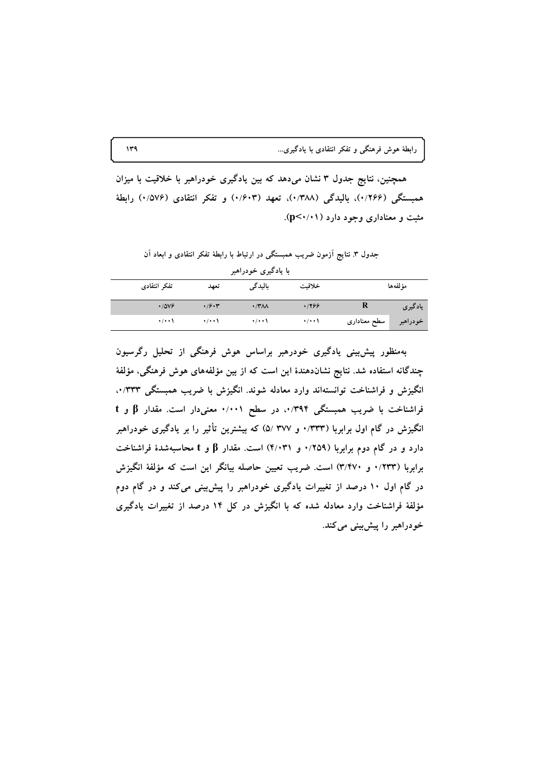همچنین، نتایج جدول ۳ نشان می‌دهد که بین یادگیری خودراهبر با خلاقیت با میزان همبستگی (۰/۲۶۶)، بالیدگی (۰/۳۸۸)، تعهد (۰/۶۰۳) و تفکر انتقادی (۰/۵۷۶) رابطهٔ مثبت و معناداری وجود دارد (p<۰/۰۱).

جدول ۳. نتایج آزمون ضریب همبستگی در ارتباط با رابطهٔ تفکر انتقادی و ابعاد آن با یادگیری خودراهبر

| مؤلفه‌ها | | خلاقیت | بالیدگی | تعهد | تفکر انتقادی |
|---|---|---|---|---|---|
| یادگیری | R | ۰/۲۶۶ | ۰/۳۸۸ | ۰/۶۰۳ | ۰/۵۷۶ |
| خودراهبر | سطح معناداری | ۰/۰۰۱ | ۰/۰۰۱ | ۰/۰۰۱ | ۰/۰۰۱ |

به‌منظور پیش‌بینی یادگیری خودرهبر براساس هوش فرهنگی از تحلیل رگرسیون چندگانه استفاده شد. نتایج نشان‌دهندهٔ این است که از بین مؤلفه‌های هوش فرهنگی، مؤلفهٔ انگیزش و فراشناخت توانسته‌اند وارد معادله شوند. انگیزش با ضریب همبستگی ۰/۳۳۳، فراشناخت با ضریب همبستگی ۰/۳۹۴، در سطح ۰/۰۰۱ معنی‌دار است. مقدار β و t انگیزش در گام اول برابربا (۰/۳۳۳ و ۵/ ۳۷۷) که بیشترین تأثیر را بر یادگیری خودراهبر دارد و در گام دوم برابربا (۰/۲۵۹ و ۴/۰۳۱) است. مقدار β و t محاسبه‌شدهٔ فراشناخت برابربا (۰/۲۳۳ و ۳/۴۷۰) است. ضریب تعیین حاصله بیانگر این است که مؤلفهٔ انگیزش در گام اول ۱۰ درصد از تغییرات یادگیری خودراهبر را پیش‌بینی می‌کند و در گام دوم مؤلفهٔ فراشناخت وارد معادله شده که با انگیزش در کل ۱۴ درصد از تغییرات یادگیری خودراهبر را پیش‌بینی می‌کند.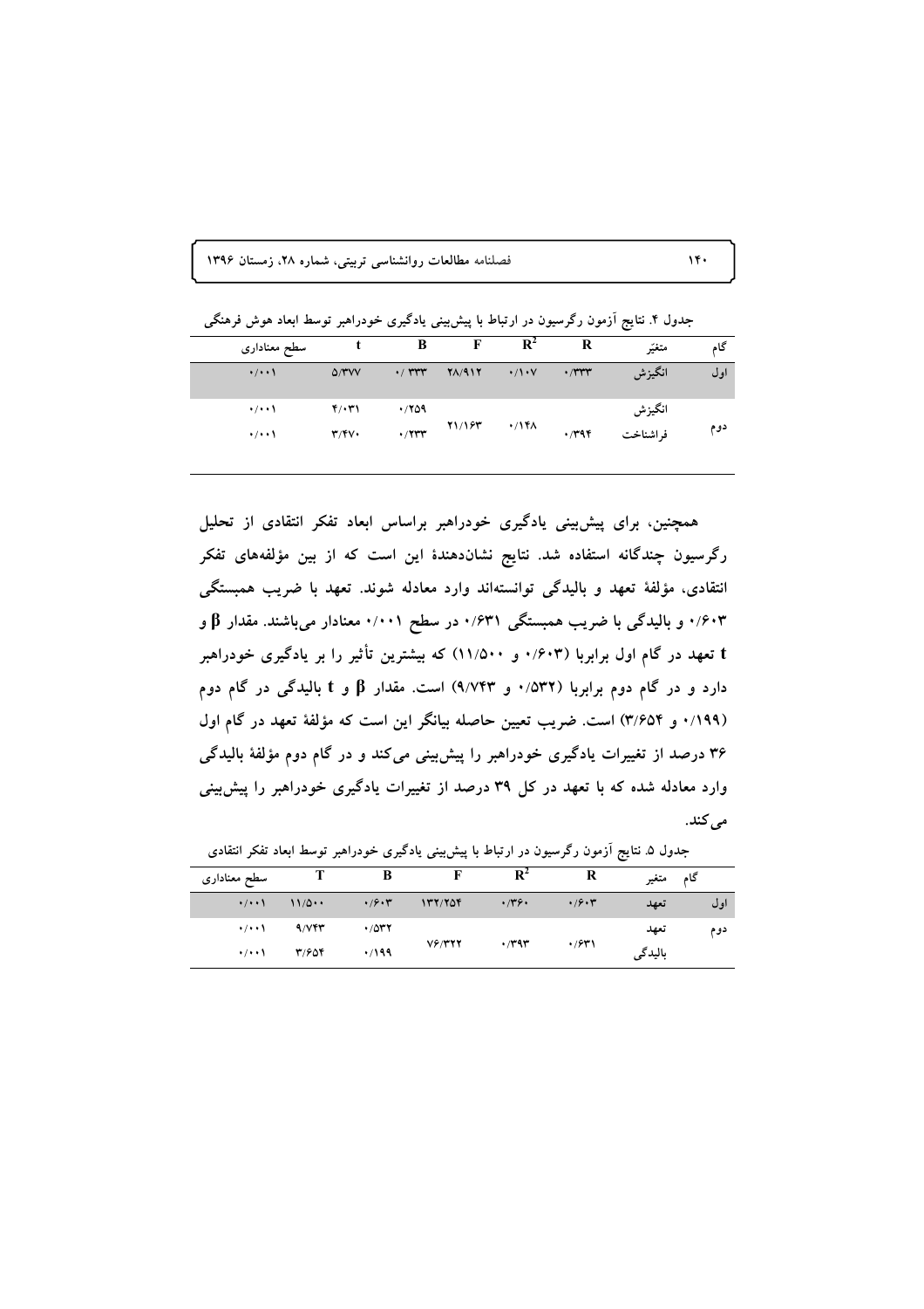جدول ۴. نتایج آزمون رگرسیون در ارتباط با پیش‌بینی یادگیری خودراهبر توسط ابعاد هوش فرهنگی

| گام | متغیّر | R | $R^2$ | F | B | t | سطح معناداری |
|---|---|---|---|---|---|---|---|
| اول | انگیزش | ۰/۳۳۳ | ۰/۱۰۷ | ۲۸/۹۱۲ | ۰/ ۳۳۳ | ۵/۳۷۷ | ۰/۰۰۱ |
| دوم | انگیزش | ۰/۳۹۴ | ۰/۱۴۸ | ۲۱/۱۶۳ | ۰/۲۵۹ | ۴/۰۳۱ | ۰/۰۰۱ |
| | فراشناخت | | | | ۰/۲۳۳ | ۳/۴۷۰ | ۰/۰۰۱ |

همچنین، برای پیش‌بینی یادگیری خودراهبر براساس ابعاد تفکر انتقادی از تحلیل رگرسیون چندگانه استفاده شد. نتایج نشان‌دهندهٔ این است که از بین مؤلفه‌های تفکر انتقادی، مؤلفهٔ تعهد و بالیدگی توانسته‌اند وارد معادله شوند. تعهد با ضریب همبستگی ۰/۶۰۳ و بالیدگی با ضریب همبستگی ۰/۶۳۱ در سطح ۰/۰۰۱ معنادار می‌باشند. مقدار $\beta$ و t تعهد در گام اول برابربا (۰/۶۰۳ و ۱۱/۵۰۰) که بیشترین تأثیر را بر یادگیری خودراهبر دارد و در گام دوم برابربا (۰/۵۳۲ و ۹/۷۴۳) است. مقدار $\beta$ و t بالیدگی در گام دوم (۰/۱۹۹ و ۳/۶۵۴) است. ضریب تعیین حاصله بیانگر این است که مؤلفهٔ تعهد در گام اول ۳۶ درصد از تغییرات یادگیری خودراهبر را پیش‌بینی می‌کند و در گام دوم مؤلفهٔ بالیدگی وارد معادله شده که با تعهد در کل ۳۹ درصد از تغییرات یادگیری خودراهبر را پیش‌بینی می‌کند.

جدول ۵. نتایج آزمون رگرسیون در ارتباط با پیش‌بینی یادگیری خودراهبر توسط ابعاد تفکر انتقادی

| گام | متغیر | R | $R^2$ | F | B | T | سطح معناداری |
|---|---|---|---|---|---|---|---|
| اول | تعهد | ۰/۶۰۳ | ۰/۳۶۰ | ۱۳۲/۲۵۴ | ۰/۶۰۳ | ۱۱/۵۰۰ | ۰/۰۰۱ |
| دوم | تعهد | ۰/۶۳۱ | ۰/۳۹۳ | ۷۶/۳۲۲ | ۰/۵۳۲ | ۹/۷۴۳ | ۰/۰۰۱ |
| | بالیدگی | | | | ۰/۱۹۹ | ۳/۶۵۴ | ۰/۰۰۱ |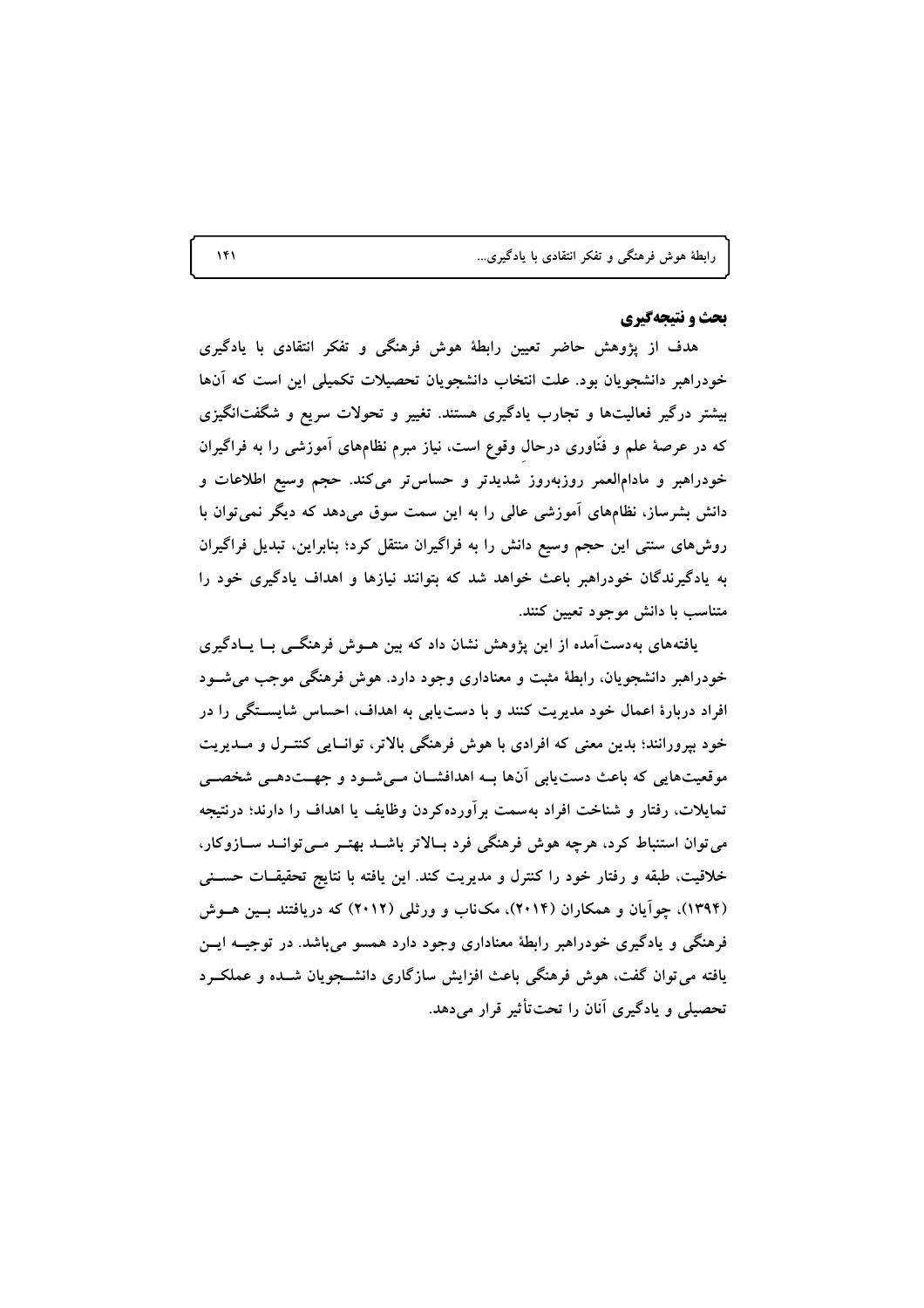## بحث و نتیجه‌گیری

هدف از پژوهش حاضر تعیین رابطهٔ هوش فرهنگی و تفکر انتقادی با یادگیری خودراهبر دانشجویان بود. علت انتخاب دانشجویان تحصیلات تکمیلی این است که آن‌ها بیشتر درگیر فعالیت‌ها و تجارب یادگیری هستند. تغییر و تحولات سریع و شگفت‌انگیزی که در عرصهٔ علم و فنّاوری درحال وقوع است، نیاز مبرم نظام‌های آموزشی را به فراگیران خودراهبر و مادام‌العمر روزبه‌روز شدیدتر و حساس‌تر می‌کند. حجم وسیع اطلاعات و دانش بشرساز، نظام‌های آموزشی عالی را به این سمت سوق می‌دهد که دیگر نمی‌توان با روش‌های سنتی این حجم وسیع دانش را به فراگیران منتقل کرد؛ بنابراین، تبدیل فراگیران به یادگیرندگان خودراهبر باعث خواهد شد که بتوانند نیازها و اهداف یادگیری خود را متناسب با دانش موجود تعیین کنند.

یافته‌های به‌دست‌آمده از این پژوهش نشان داد که بین هوش فرهنگی با یادگیری خودراهبر دانشجویان، رابطهٔ مثبت و معناداری وجود دارد. هوش فرهنگی موجب می‌شود افراد دربارهٔ اعمال خود مدیریت کنند و با دست‌یابی به اهداف، احساس شایستگی را در خود بپرورانند؛ بدین معنی که افرادی با هوش فرهنگی بالاتر، توانایی کنترل و مدیریت موقعیت‌هایی که باعث دست‌یابی آن‌ها به اهدافشان می‌شود و جهت‌دهی شخصی تمایلات، رفتار و شناخت افراد به‌سمت برآورده‌کردن وظایف یا اهداف را دارند؛ درنتیجه می‌توان استنباط کرد، هرچه هوش فرهنگی فرد بالاتر باشد بهتر می‌توانند سازوکار، خلاقیت، طبقه و رفتار خود را کنترل و مدیریت کند. این یافته با نتایج تحقیقات حسنی (۱۳۹۴)، چوآیان و همکاران (۲۰۱۴)، مک‌ناب و ورثلی (۲۰۱۲) که دریافتند بین هوش فرهنگی و یادگیری خودراهبر رابطهٔ معناداری وجود دارد همسو می‌باشد. در توجیه این یافته می‌توان گفت، هوش فرهنگی باعث افزایش سازگاری دانشجویان شده و عملکرد تحصیلی و یادگیری آنان را تحت‌تأثیر قرار می‌دهد.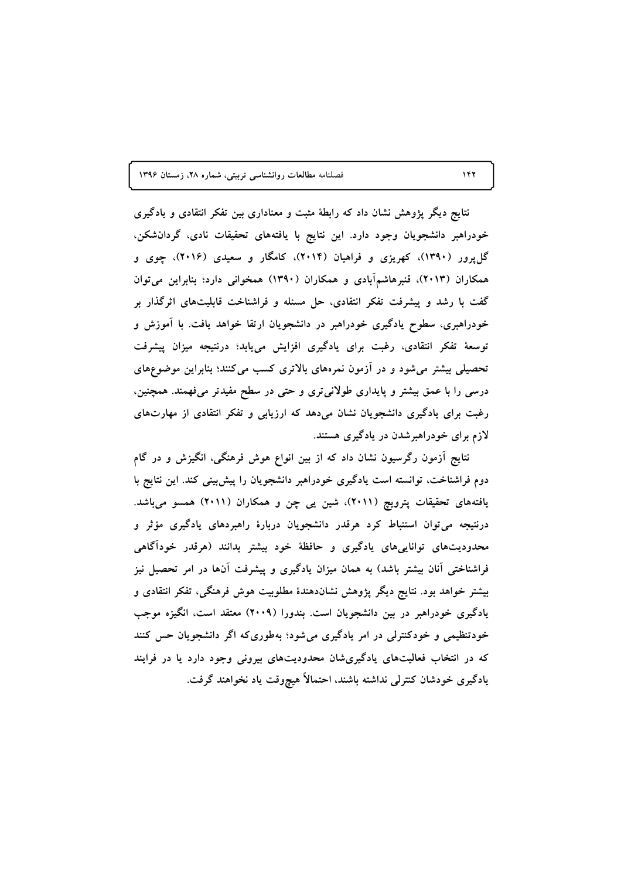نتایج دیگر پژوهش نشان داد که رابطهٔ مثبت و معناداری بین تفکر انتقادی و یادگیری خودراهبر دانشجویان وجود دارد. این نتایج با یافته‌های تحقیقات نادی، گردان‌شکن، گل‌پرور (۱۳۹۰)، کهریزی و فراهیان (۲۰۱۴)، کامگار و سعیدی (۲۰۱۶)، چوی و همکاران (۲۰۱۳)، قنبرهاشم‌آبادی و همکاران (۱۳۹۰) همخوانی دارد؛ بنابراین می‌توان گفت با رشد و پیشرفت تفکر انتقادی، حل مسئله و فراشناخت قابلیت‌های اثرگذار بر خودراهبری، سطوح یادگیری خودراهبر در دانشجویان ارتقا خواهد یافت. با آموزش و توسعهٔ تفکر انتقادی، رغبت برای یادگیری افزایش می‌یابد؛ درنتیجه میزان پیشرفت تحصیلی بیشتر می‌شود و در آزمون نمره‌های بالاتری کسب می‌کنند؛ بنابراین موضوع‌های درسی را با عمق بیشتر و پایداری طولانی‌تری و حتی در سطح مفیدتر می‌فهمند. همچنین، رغبت برای یادگیری دانشجویان نشان می‌دهد که ارزیابی و تفکر انتقادی از مهارت‌های لازم برای خودراهبرشدن در یادگیری هستند.

نتایج آزمون رگرسیون نشان داد که از بین انواع هوش فرهنگی، انگیزش و در گام دوم فراشناخت، توانسته است یادگیری خودراهبر دانشجویان را پیش‌بینی کند. این نتایج با یافته‌های تحقیقات پترویچ (۲۰۱۱)، شین یی چن و همکاران (۲۰۱۱) همسو می‌باشد. درنتیجه می‌توان استنباط کرد هرقدر دانشجویان دربارهٔ راهبردهای یادگیری مؤثر و محدودیت‌های توانایی‌های یادگیری و حافظهٔ خود بیشتر بدانند (هرقدر خودآگاهی فراشناختی آنان بیشتر باشد) به همان میزان یادگیری و پیشرفت آن‌ها در امر تحصیل نیز بیشتر خواهد بود. نتایج دیگر پژوهش نشان‌دهندهٔ مطلوبیت هوش فرهنگی، تفکر انتقادی و یادگیری خودراهبر در بین دانشجویان است. بندورا (۲۰۰۹) معتقد است، انگیزه موجب خودتنظیمی و خودکنترلی در امر یادگیری می‌شود؛ به‌طوری‌که اگر دانشجویان حس کنند که در انتخاب فعالیت‌های یادگیری‌شان محدودیت‌های بیرونی وجود دارد یا در فرایند یادگیری خودشان کنترلی نداشته باشند، احتمالاً هیچ‌وقت یاد نخواهند گرفت.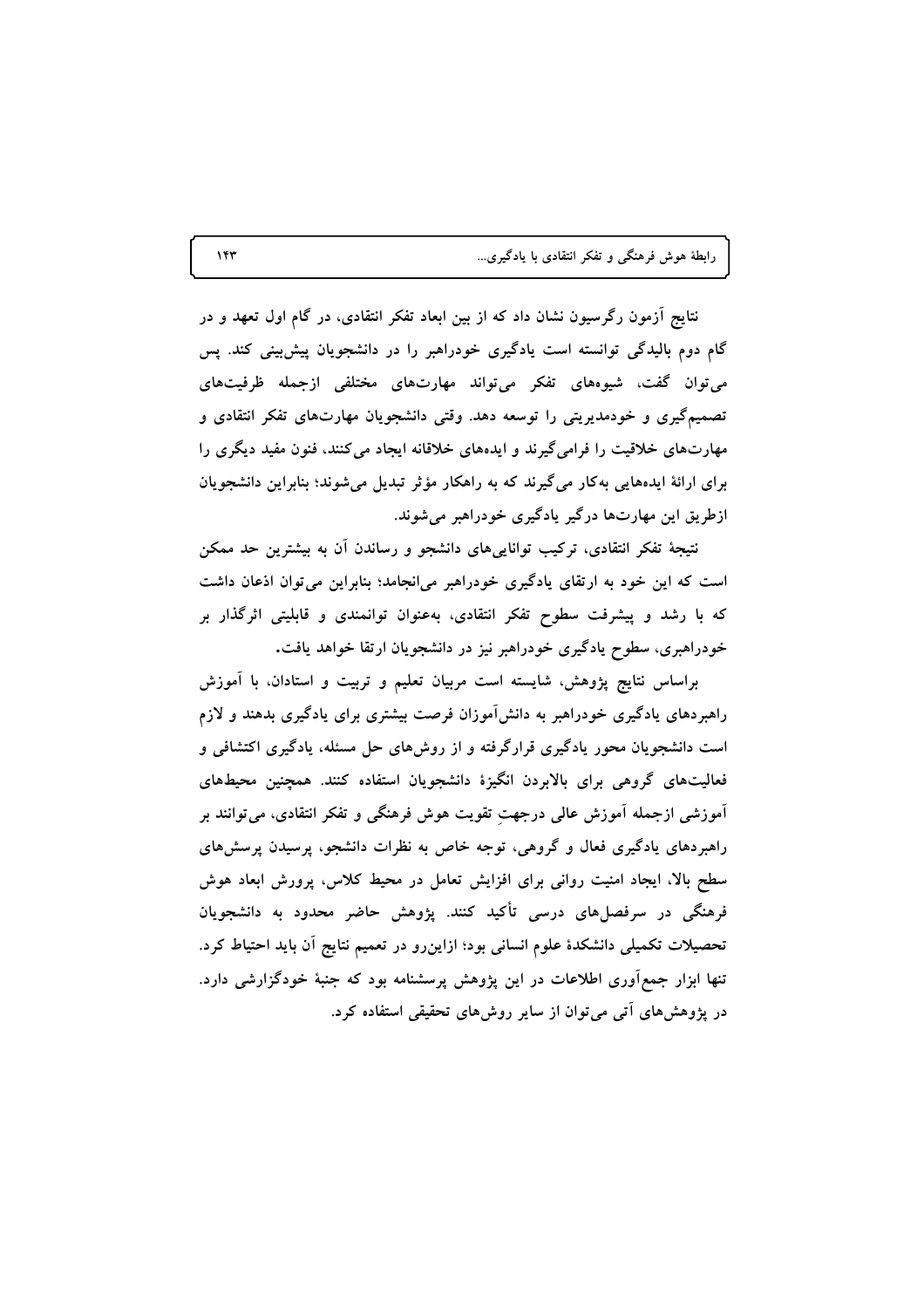نتایج آزمون رگرسیون نشان داد که از بین ابعاد تفکر انتقادی، در گام اول تعهد و در گام دوم بالیدگی توانسته است یادگیری خودراهبر را در دانشجویان پیش‌بینی کند. پس می‌توان گفت، شیوه‌های تفکر می‌تواند مهارت‌های مختلفی ازجمله ظرفیت‌های تصمیم‌گیری و خودمدیریتی را توسعه دهد. وقتی دانشجویان مهارت‌های تفکر انتقادی و مهارت‌های خلاقیت را فرامی‌گیرند و ایده‌های خلاقانه ایجاد می‌کنند، فنون مفید دیگری را برای ارائهٔ ایده‌هایی به‌کار می‌گیرند که به راهکار مؤثر تبدیل می‌شوند؛ بنابراین دانشجویان ازطریق این مهارت‌ها درگیر یادگیری خودراهبر می‌شوند.

نتیجهٔ تفکر انتقادی، ترکیب توانایی‌های دانشجو و رساندن آن به بیشترین حد ممکن است که این خود به ارتقای یادگیری خودراهبر می‌انجامد؛ بنابراین می‌توان اذعان داشت که با رشد و پیشرفت سطوح تفکر انتقادی، به‌عنوان توانمندی و قابلیتی اثرگذار بر خودراهبری، سطوح یادگیری خودراهبر نیز در دانشجویان ارتقا خواهد یافت.

براساس نتایج پژوهش، شایسته است مربیان تعلیم و تربیت و استادان، با آموزش راهبردهای یادگیری خودراهبر به دانش‌آموزان فرصت بیشتری برای یادگیری بدهند و لازم است دانشجویان محور یادگیری قرارگرفته و از روش‌های حل مسئله، یادگیری اکتشافی و فعالیت‌های گروهی برای بالابردن انگیزهٔ دانشجویان استفاده کنند. همچنین محیط‌های آموزشی ازجمله آموزش عالی درجهتِ تقویت هوش فرهنگی و تفکر انتقادی، می‌توانند بر راهبردهای یادگیری فعال و گروهی، توجه خاص به نظرات دانشجو، پرسیدن پرسش‌های سطح بالا، ایجاد امنیت روانی برای افزایش تعامل در محیط کلاس، پرورش ابعاد هوش فرهنگی در سرفصل‌های درسی تأکید کنند. پژوهش حاضر محدود به دانشجویان تحصیلات تکمیلی دانشکدهٔ علوم انسانی بود؛ ازاین‌رو در تعمیم نتایج آن باید احتیاط کرد. تنها ابزار جمع‌آوری اطلاعات در این پژوهش پرسشنامه بود که جنبهٔ خودگزارشی دارد. در پژوهش‌های آتی می‌توان از سایر روش‌های تحقیقی استفاده کرد.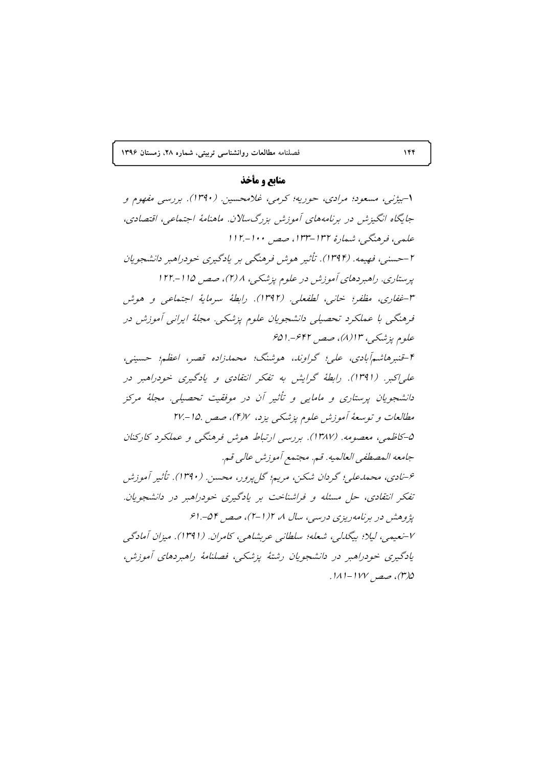## منابع و مأخذ

۱-بیژنی، مسعود؛ مرادی، حوریه؛ کرمی، غلامحسین. (۱۳۹۰). بررسی مفهوم و جایگاه انگیزش در برنامه‌های آموزش بزرگسالان. ماهنامهٔ اجتماعی، اقتصادی، علمی، فرهنگی، شمارهٔ ۱۳۲-۱۳۳، صص ۱۰۰-.۱۱۲

۲-حسنی، فهیمه. (۱۳۹۴). تأثیر هوش فرهنگی بر یادگیری خودراهبر دانشجویان پرستاری. راهبردهای آموزش در علوم پزشکی، ۸ (۲)، صص ۱۱۵-.۱۲۲

۳-غفاری، مظفر؛ خانی، لطفعلی. (۱۳۹۲). رابطهٔ سرمایهٔ اجتماعی و هوش فرهنگی با عملکرد تحصیلی دانشجویان علوم پزشکی. مجلهٔ ایرانی آموزش در علوم پزشکی، ۱۳(۸)، صص ۶۴۲-.۶۵۱

۴-قنبرهاشم‌آبادی، علی؛ گراوند، هوشنگ؛ محمدزاده قصر، اعظم؛ حسینی، علی‌اکبر. (۱۳۹۱). رابطهٔ گرایش به تفکر انتقادی و یادگیری خودراهبر در دانشجویان پرستاری و مامایی و تأثیر آن در موفقیت تحصیلی. مجلهٔ مرکز مطالعات و توسعهٔ آموزش علوم پزشکی یزد، ۷(۴)، صص .۱۵-.۲۷

۵-کاظمی، معصومه. (۱۳۸۷). بررسی ارتباط هوش فرهنگی و عملکرد کارکنان جامعه المصطفی العالمیه. قم. مجتمع آموزش عالی قم.

۶-نادی، محمدعلی؛ گردان شکن، مریم؛ گل‌پرور، محسن. (۱۳۹۰). تأثیر آموزش تفکر انتقادی، حل مسئله و فراشناخت بر یادگیری خودراهبر در دانشجویان. پژوهش در برنامه‌ریزی درسی، سال ۸ ۲(۱-۲)، صص ۵۴-.۶۱

۷-نعیمی، لیلا؛ بیگدلی، شعله؛ سلطانی عربشاهی، کامران. (۱۳۹۱). میزان آمادگی یادگیری خودراهبر در دانشجویان رشتهٔ پزشکی، فصلنامهٔ راهبردهای آموزش، ۵(۳)، صص ۱۷۷-۱۸۱.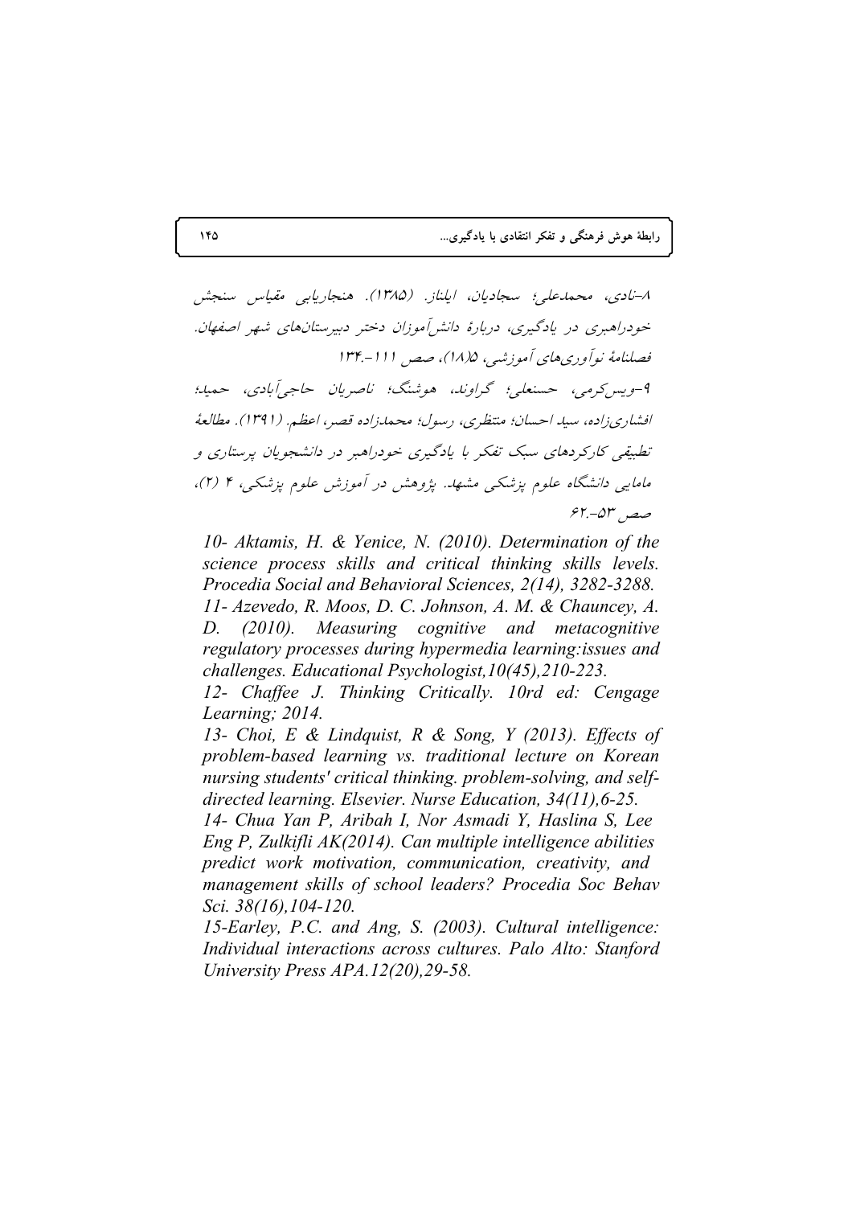۸-نادی، محمدعلی؛ سجادیان، ایلناز. (۱۳۸۵). هنجاریابی مقیاس سنجش خودراهبری در یادگیری، دربارهٔ دانش‌آموزان دختر دبیرستان‌های شهر اصفهان. فصلنامهٔ نوآوری‌های آموزشی، ۵(۱۸)، صص ۱۱۱-۱۳۴.

۹-ویس‌کرمی، حسنعلی؛ گراوند، هوشنگ؛ ناصریان حاجی‌آبادی، حمید؛ افشاری‌زاده، سید احسان؛ منتظری، رسول؛ محمدزاده قصر، اعظم. (۱۳۹۱). مطالعهٔ تطبیقی کارکردهای سبک تفکر با یادگیری خودراهبر در دانشجویان پرستاری و مامایی دانشگاه علوم پزشکی مشهد. پژوهش در آموزش علوم پزشکی، ۴ (۲)، صص ۵۳-۶۲.

*10- Aktamis, H. & Yenice, N. (2010). Determination of the science process skills and critical thinking skills levels. Procedia Social and Behavioral Sciences, 2(14), 3282-3288.*

*11- Azevedo, R. Moos, D. C. Johnson, A. M. & Chauncey, A. D. (2010). Measuring cognitive and metacognitive regulatory processes during hypermedia learning:issues and challenges. Educational Psychologist,10(45),210-223.*

*12- Chaffee J. Thinking Critically. 10rd ed: Cengage Learning; 2014.*

*13- Choi, E & Lindquist, R & Song, Y (2013). Effects of problem-based learning vs. traditional lecture on Korean nursing students' critical thinking. problem-solving, and self-directed learning. Elsevier. Nurse Education, 34(11),6-25.*

*14- Chua Yan P, Aribah I, Nor Asmadi Y, Haslina S, Lee Eng P, Zulkifli AK(2014). Can multiple intelligence abilities predict work motivation, communication, creativity, and management skills of school leaders? Procedia Soc Behav Sci. 38(16),104-120.*

*15-Earley, P.C. and Ang, S. (2003). Cultural intelligence: Individual interactions across cultures. Palo Alto: Stanford University Press APA.12(20),29-58.*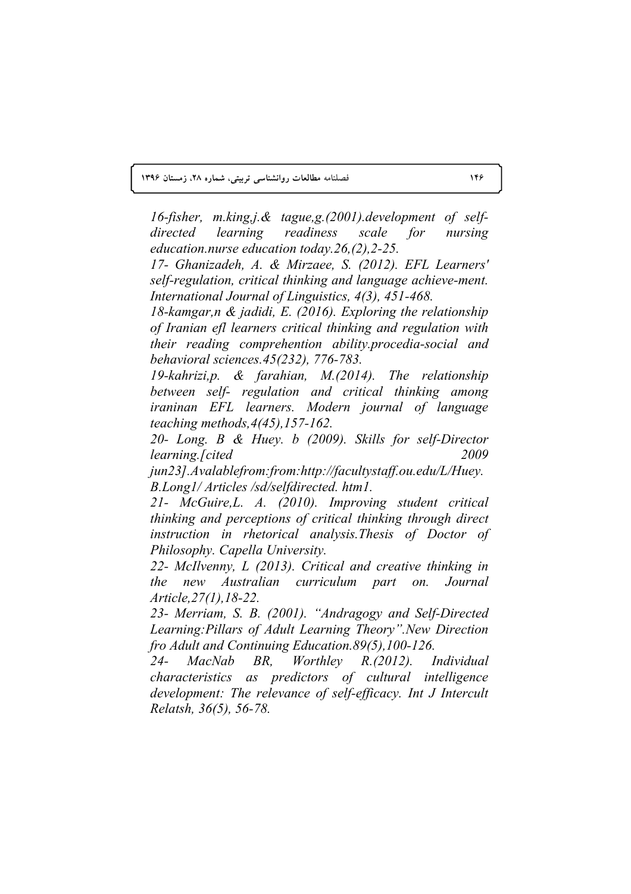*16-fisher, m.king,j.& tague,g.(2001).development of self-directed learning readiness scale for nursing education.nurse education today.26,(2),2-25.*

*17- Ghanizadeh, A. & Mirzaee, S. (2012). EFL Learners' self-regulation, critical thinking and language achieve-ment. International Journal of Linguistics, 4(3), 451-468.*

*18-kamgar,n & jadidi, E. (2016). Exploring the relationship of Iranian efl learners critical thinking and regulation with their reading comprehention ability.procedia-social and behavioral sciences.45(232), 776-783.*

*19-kahrizi,p. & farahian, M.(2014). The relationship between self- regulation and critical thinking among iraninan EFL learners. Modern journal of language teaching methods,4(45),157-162.*

*20- Long. B & Huey. b (2009). Skills for self-Director learning.[cited 2009 jun23].Avalablefrom:from:http://facultystaff.ou.edu/L/Huey. B.Long1/ Articles /sd/selfdirected. htm1.*

*21- McGuire,L. A. (2010). Improving student critical thinking and perceptions of critical thinking through direct instruction in rhetorical analysis.Thesis of Doctor of Philosophy. Capella University.*

*22- McIlvenny, L (2013). Critical and creative thinking in the new Australian curriculum part on. Journal Article,27(1),18-22.*

*23- Merriam, S. B. (2001). "Andragogy and Self-Directed Learning:Pillars of Adult Learning Theory".New Direction fro Adult and Continuing Education.89(5),100-126.*

*24- MacNab BR, Worthley R.(2012). Individual characteristics as predictors of cultural intelligence development: The relevance of self-efficacy. Int J Intercult Relatsh, 36(5), 56-78.*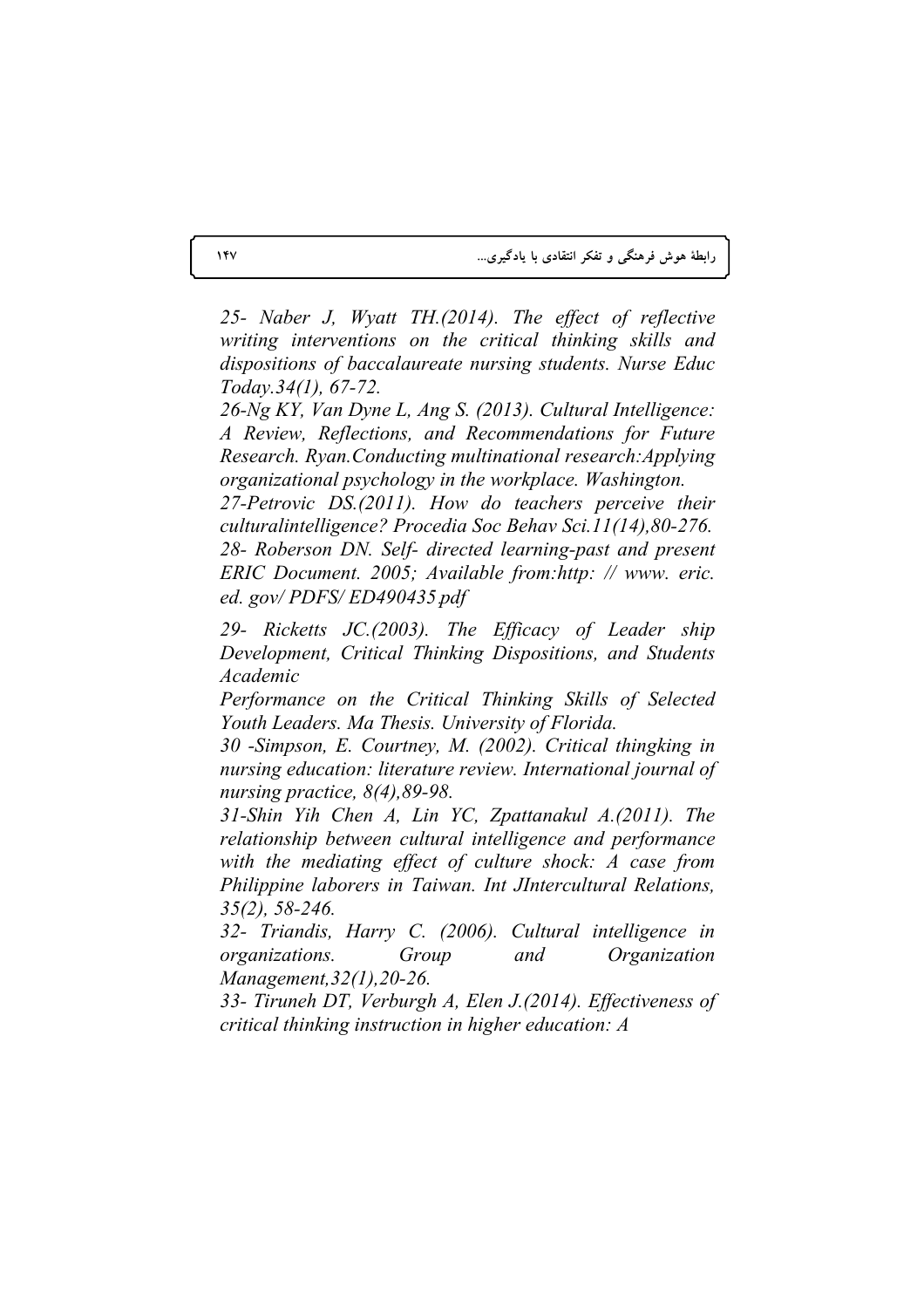*25- Naber J, Wyatt TH.(2014). The effect of reflective writing interventions on the critical thinking skills and dispositions of baccalaureate nursing students. Nurse Educ Today.34(1), 67-72.*

*26-Ng KY, Van Dyne L, Ang S. (2013). Cultural Intelligence: A Review, Reflections, and Recommendations for Future Research. Ryan.Conducting multinational research:Applying organizational psychology in the workplace. Washington.*

*27-Petrovic DS.(2011). How do teachers perceive their culturalintelligence? Procedia Soc Behav Sci.11(14),80-276.*

*28- Roberson DN. Self- directed learning-past and present ERIC Document. 2005; Available from:http: // www. eric. ed. gov/ PDFS/ ED490435.pdf*

*29- Ricketts JC.(2003). The Efficacy of Leader ship Development, Critical Thinking Dispositions, and Students Academic Performance on the Critical Thinking Skills of Selected Youth Leaders. Ma Thesis. University of Florida.*

*30 -Simpson, E. Courtney, M. (2002). Critical thingking in nursing education: literature review. International journal of nursing practice, 8(4),89-98.*

*31-Shin Yih Chen A, Lin YC, Zpattanakul A.(2011). The relationship between cultural intelligence and performance with the mediating effect of culture shock: A case from Philippine laborers in Taiwan. Int JIntercultural Relations, 35(2), 58-246.*

*32- Triandis, Harry C. (2006). Cultural intelligence in organizations. Group and Organization Management,32(1),20-26.*

*33- Tiruneh DT, Verburgh A, Elen J.(2014). Effectiveness of critical thinking instruction in higher education: A*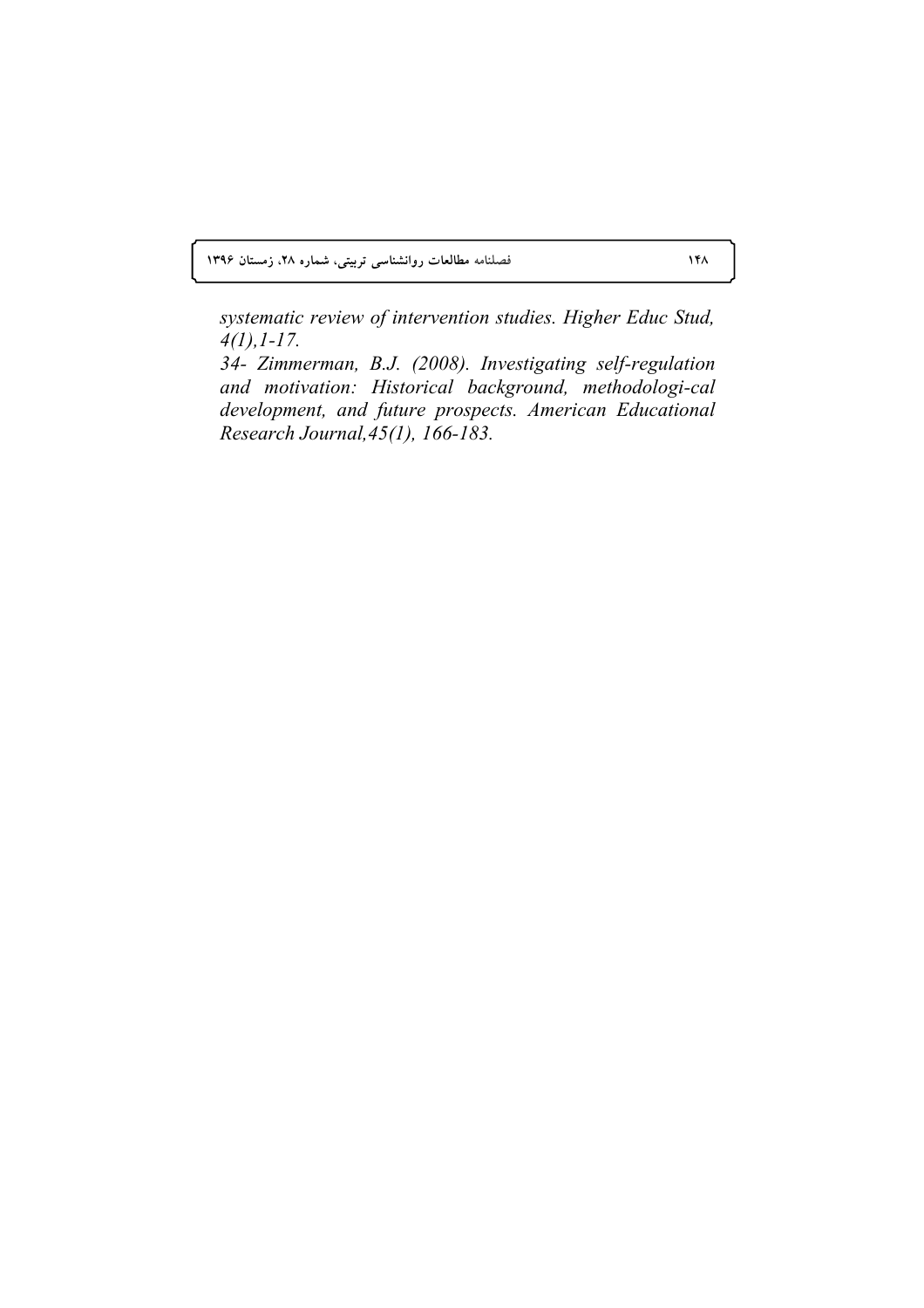*systematic review of intervention studies. Higher Educ Stud, 4(1),1-17.*

*34- Zimmerman, B.J. (2008). Investigating self-regulation and motivation: Historical background, methodologi-cal development, and future prospects. American Educational Research Journal,45(1), 166-183.*